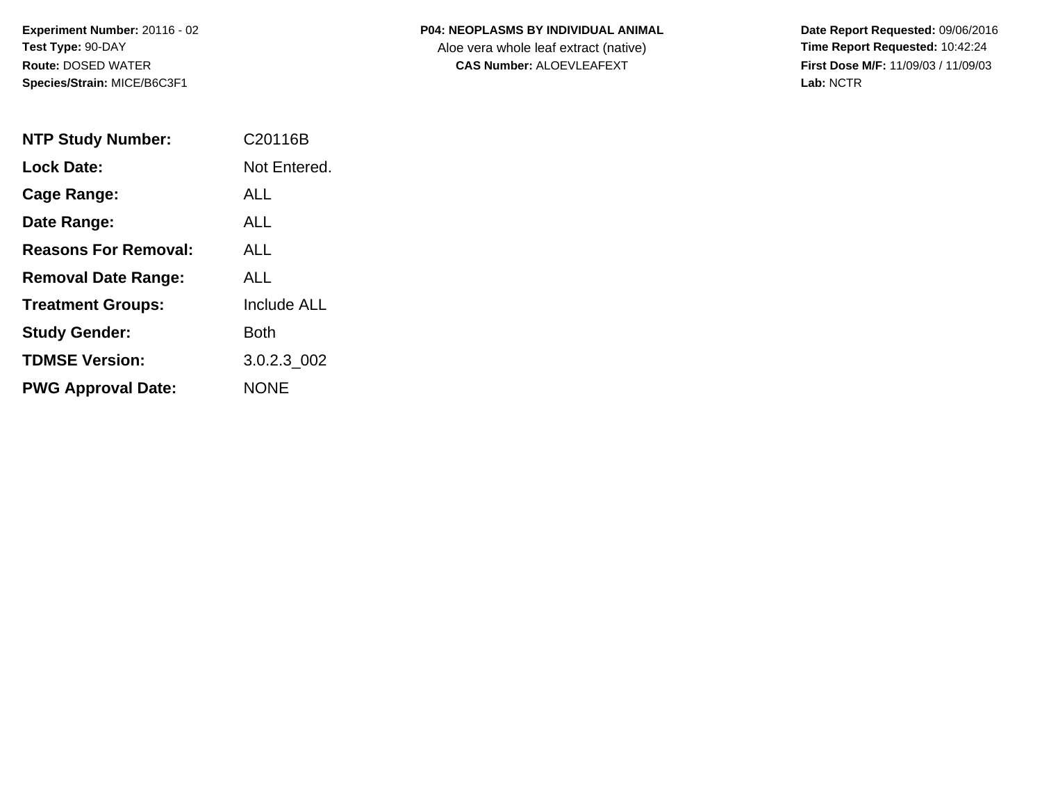**Experiment Number:** 20116 - 02
**Test Type:** 90-DAY
**Route:** DOSED WATER
**Species/Strain:** MICE/B6C3F1

**P04: NEOPLASMS BY INDIVIDUAL ANIMAL**
Aloe vera whole leaf extract (native)
**CAS Number:** ALOEVLEAFEXT

**Date Report Requested:** 09/06/2016
**Time Report Requested:** 10:42:24
**First Dose M/F:** 11/09/03 / 11/09/03
**Lab:** NCTR

| | |
|---|---|
| **NTP Study Number:** | C20116B |
| **Lock Date:** | Not Entered. |
| **Cage Range:** | ALL |
| **Date Range:** | ALL |
| **Reasons For Removal:** | ALL |
| **Removal Date Range:** | ALL |
| **Treatment Groups:** | Include ALL |
| **Study Gender:** | Both |
| **TDMSE Version:** | 3.0.2.3_002 |
| **PWG Approval Date:** | NONE |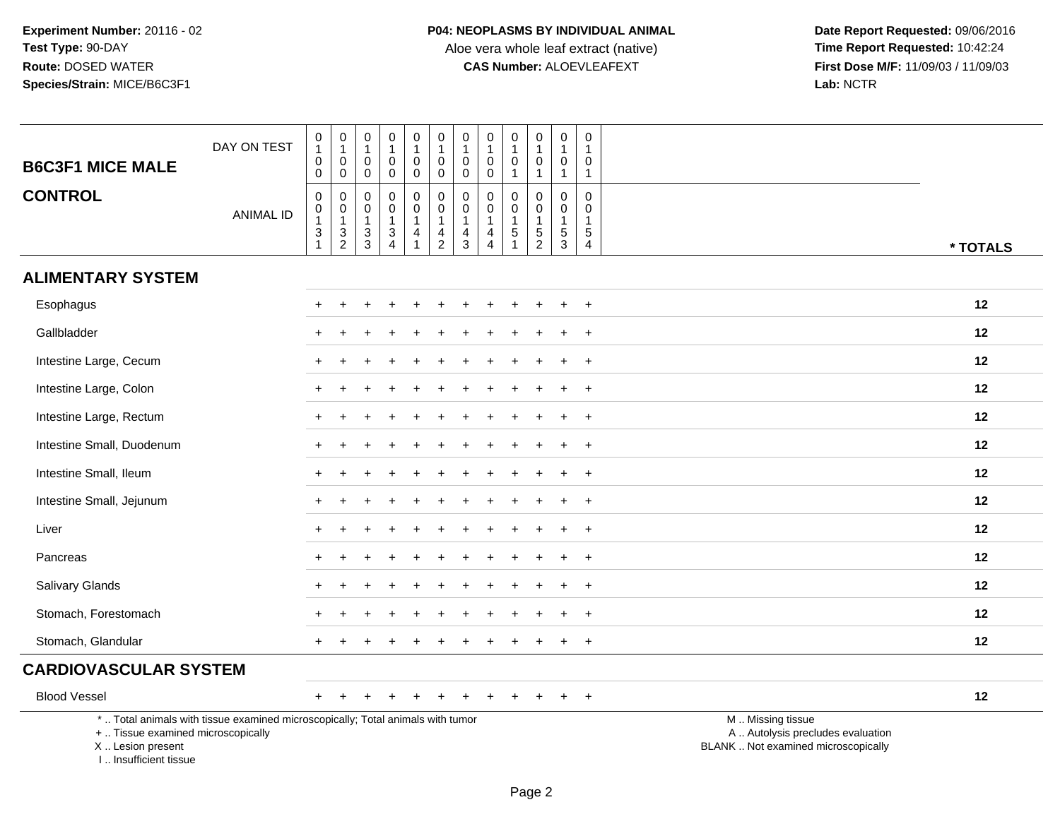**Experiment Number:** 20116 - 02
**Test Type:** 90-DAY
**Route:** DOSED WATER
**Species/Strain:** MICE/B6C3F1

**P04: NEOPLASMS BY INDIVIDUAL ANIMAL**
Aloe vera whole leaf extract (native)
**CAS Number:** ALOEVLEAFEXT

**Date Report Requested:** 09/06/2016
**Time Report Requested:** 10:42:24
**First Dose M/F:** 11/09/03 / 11/09/03
**Lab:** NCTR

| B6C3F1 MICE MALE CONTROL | | | | | | | | | | | | | |
|---|---|---|---|---|---|---|---|---|---|---|---|---|---|
| DAY ON TEST | 0100 | 0100 | 0100 | 0100 | 0100 | 0100 | 0100 | 0100 | 0101 | 0101 | 0101 | 0101 | |
| ANIMAL ID | 00131 | 00132 | 00133 | 00134 | 00141 | 00142 | 00143 | 00144 | 00151 | 00152 | 00153 | 00154 | * TOTALS |
| **ALIMENTARY SYSTEM** | | | | | | | | | | | | | |
| Esophagus | + | + | + | + | + | + | + | + | + | + | + | + | 12 |
| Gallbladder | + | + | + | + | + | + | + | + | + | + | + | + | 12 |
| Intestine Large, Cecum | + | + | + | + | + | + | + | + | + | + | + | + | 12 |
| Intestine Large, Colon | + | + | + | + | + | + | + | + | + | + | + | + | 12 |
| Intestine Large, Rectum | + | + | + | + | + | + | + | + | + | + | + | + | 12 |
| Intestine Small, Duodenum | + | + | + | + | + | + | + | + | + | + | + | + | 12 |
| Intestine Small, Ileum | + | + | + | + | + | + | + | + | + | + | + | + | 12 |
| Intestine Small, Jejunum | + | + | + | + | + | + | + | + | + | + | + | + | 12 |
| Liver | + | + | + | + | + | + | + | + | + | + | + | + | 12 |
| Pancreas | + | + | + | + | + | + | + | + | + | + | + | + | 12 |
| Salivary Glands | + | + | + | + | + | + | + | + | + | + | + | + | 12 |
| Stomach, Forestomach | + | + | + | + | + | + | + | + | + | + | + | + | 12 |
| Stomach, Glandular | + | + | + | + | + | + | + | + | + | + | + | + | 12 |
| **CARDIOVASCULAR SYSTEM** | | | | | | | | | | | | | |
| Blood Vessel | + | + | + | + | + | + | + | + | + | + | + | + | 12 |

\* .. Total animals with tissue examined microscopically; Total animals with tumor
\+ .. Tissue examined microscopically
X .. Lesion present
I .. Insufficient tissue

M .. Missing tissue
A .. Autolysis precludes evaluation
BLANK .. Not examined microscopically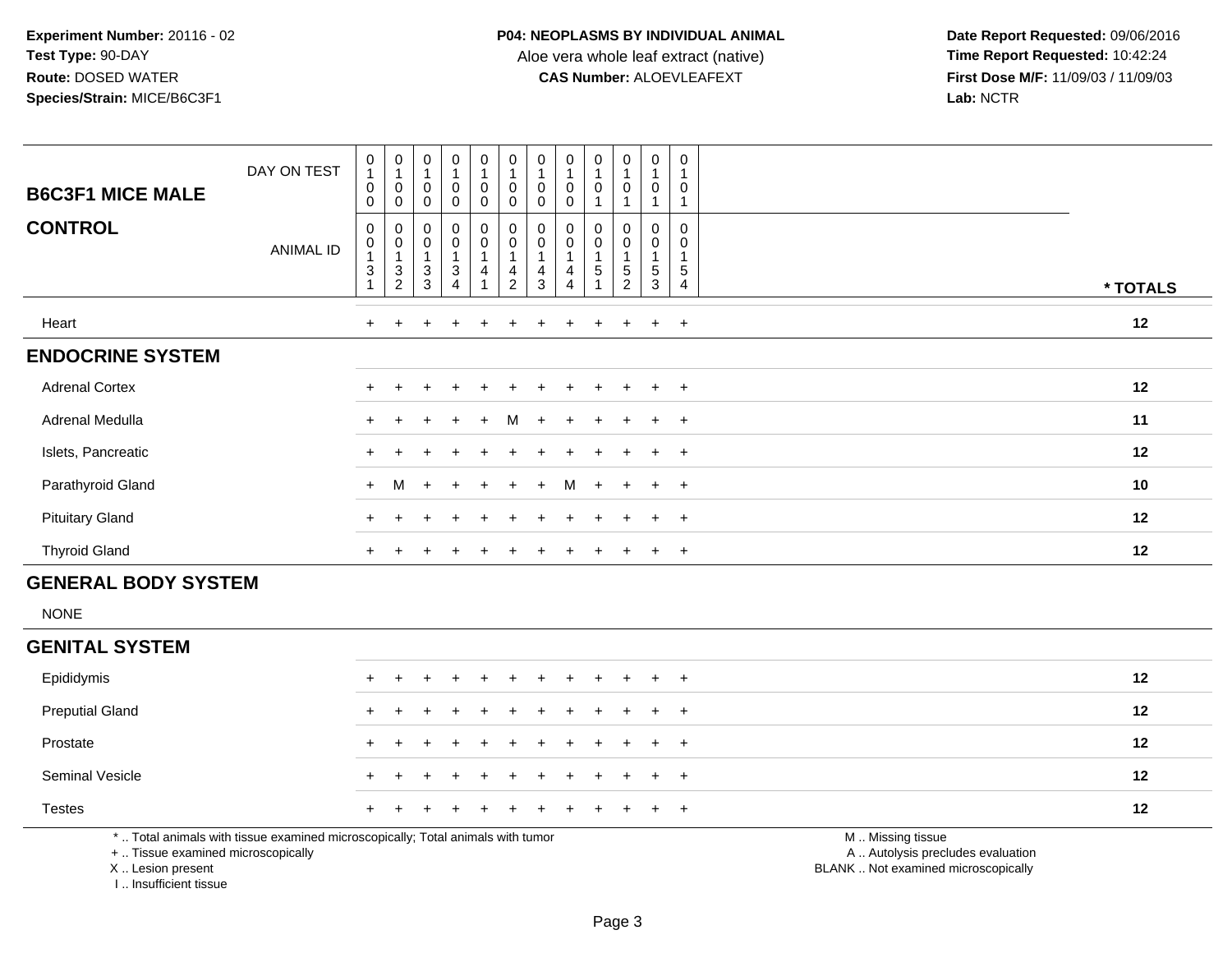**Experiment Number:** 20116 - 02
**Test Type:** 90-DAY
**Route:** DOSED WATER
**Species/Strain:** MICE/B6C3F1

**P04: NEOPLASMS BY INDIVIDUAL ANIMAL**
Aloe vera whole leaf extract (native)
**CAS Number:** ALOEVLEAFEXT

**Date Report Requested:** 09/06/2016
**Time Report Requested:** 10:42:24
**First Dose M/F:** 11/09/03 / 11/09/03
**Lab:** NCTR

| B6C3F1 MICE MALE — CONTROL | | | | | | | | | | | | | |
|---|---|---|---|---|---|---|---|---|---|---|---|---|---|
| DAY ON TEST | 0100 | 0100 | 0100 | 0100 | 0100 | 0100 | 0100 | 0100 | 0101 | 0101 | 0101 | 0101 | |
| ANIMAL ID | 00131 | 00132 | 00133 | 00134 | 00141 | 00142 | 00143 | 00144 | 00151 | 00152 | 00153 | 00154 | * TOTALS |
| Heart | + | + | + | + | + | + | + | + | + | + | + | + | 12 |
| **ENDOCRINE SYSTEM** | | | | | | | | | | | | | |
| Adrenal Cortex | + | + | + | + | + | + | + | + | + | + | + | + | 12 |
| Adrenal Medulla | + | + | + | + | + | M | + | + | + | + | + | + | 11 |
| Islets, Pancreatic | + | + | + | + | + | + | + | + | + | + | + | + | 12 |
| Parathyroid Gland | + | M | + | + | + | + | + | M | + | + | + | + | 10 |
| Pituitary Gland | + | + | + | + | + | + | + | + | + | + | + | + | 12 |
| Thyroid Gland | + | + | + | + | + | + | + | + | + | + | + | + | 12 |
| **GENERAL BODY SYSTEM** | | | | | | | | | | | | | |
| NONE | | | | | | | | | | | | | |
| **GENITAL SYSTEM** | | | | | | | | | | | | | |
| Epididymis | + | + | + | + | + | + | + | + | + | + | + | + | 12 |
| Preputial Gland | + | + | + | + | + | + | + | + | + | + | + | + | 12 |
| Prostate | + | + | + | + | + | + | + | + | + | + | + | + | 12 |
| Seminal Vesicle | + | + | + | + | + | + | + | + | + | + | + | + | 12 |
| Testes | + | + | + | + | + | + | + | + | + | + | + | + | 12 |

* .. Total animals with tissue examined microscopically; Total animals with tumor
+ .. Tissue examined microscopically
X .. Lesion present
I .. Insufficient tissue

M .. Missing tissue
A .. Autolysis precludes evaluation
BLANK .. Not examined microscopically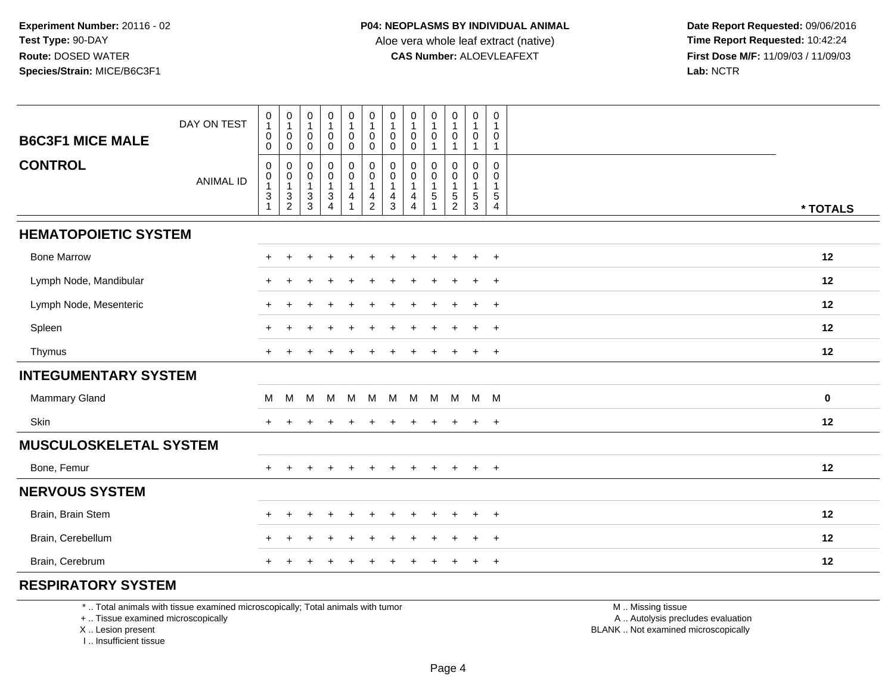**Experiment Number:** 20116 - 02
**Test Type:** 90-DAY
**Route:** DOSED WATER
**Species/Strain:** MICE/B6C3F1

**P04: NEOPLASMS BY INDIVIDUAL ANIMAL**
Aloe vera whole leaf extract (native)
**CAS Number:** ALOEVLEAFEXT

**Date Report Requested:** 09/06/2016
**Time Report Requested:** 10:42:24
**First Dose M/F:** 11/09/03 / 11/09/03
**Lab:** NCTR

| B6C3F1 MICE MALE — DAY ON TEST | 0100 | 0100 | 0100 | 0100 | 0100 | 0100 | 0100 | 0100 | 0101 | 0101 | 0101 | 0101 | |
|---|---|---|---|---|---|---|---|---|---|---|---|---|---|
| **CONTROL** — ANIMAL ID | 00131 | 00132 | 00133 | 00134 | 00141 | 00142 | 00143 | 00144 | 00151 | 00152 | 00153 | 00154 | * TOTALS |
| **HEMATOPOIETIC SYSTEM** | | | | | | | | | | | | | |
| Bone Marrow | + | + | + | + | + | + | + | + | + | + | + | + | 12 |
| Lymph Node, Mandibular | + | + | + | + | + | + | + | + | + | + | + | + | 12 |
| Lymph Node, Mesenteric | + | + | + | + | + | + | + | + | + | + | + | + | 12 |
| Spleen | + | + | + | + | + | + | + | + | + | + | + | + | 12 |
| Thymus | + | + | + | + | + | + | + | + | + | + | + | + | 12 |
| **INTEGUMENTARY SYSTEM** | | | | | | | | | | | | | |
| Mammary Gland | M | M | M | M | M | M | M | M | M | M | M | M | 0 |
| Skin | + | + | + | + | + | + | + | + | + | + | + | + | 12 |
| **MUSCULOSKELETAL SYSTEM** | | | | | | | | | | | | | |
| Bone, Femur | + | + | + | + | + | + | + | + | + | + | + | + | 12 |
| **NERVOUS SYSTEM** | | | | | | | | | | | | | |
| Brain, Brain Stem | + | + | + | + | + | + | + | + | + | + | + | + | 12 |
| Brain, Cerebellum | + | + | + | + | + | + | + | + | + | + | + | + | 12 |
| Brain, Cerebrum | + | + | + | + | + | + | + | + | + | + | + | + | 12 |
| **RESPIRATORY SYSTEM** | | | | | | | | | | | | | |

\* .. Total animals with tissue examined microscopically; Total animals with tumor
\+ .. Tissue examined microscopically
X .. Lesion present
I .. Insufficient tissue

M .. Missing tissue
A .. Autolysis precludes evaluation
BLANK .. Not examined microscopically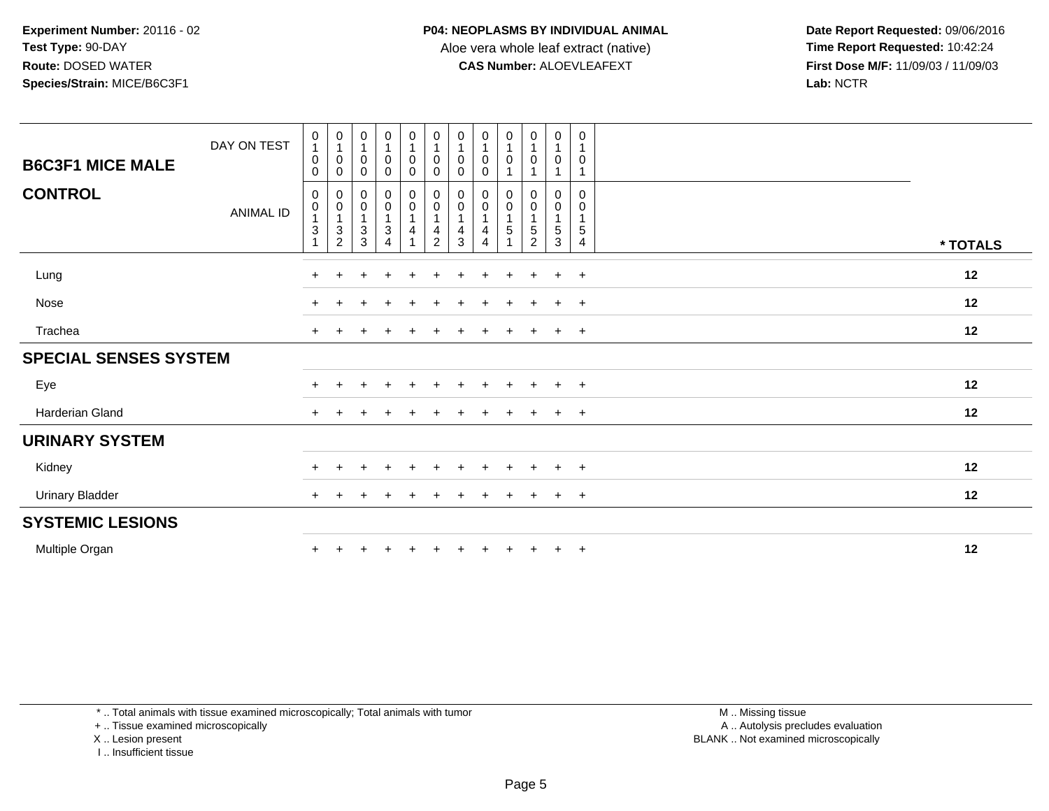**Experiment Number:** 20116 - 02
**Test Type:** 90-DAY
**Route:** DOSED WATER
**Species/Strain:** MICE/B6C3F1

**P04: NEOPLASMS BY INDIVIDUAL ANIMAL**
Aloe vera whole leaf extract (native)
**CAS Number:** ALOEVLEAFEXT

**Date Report Requested:** 09/06/2016
**Time Report Requested:** 10:42:24
**First Dose M/F:** 11/09/03 / 11/09/03
**Lab:** NCTR

| **B6C3F1 MICE MALE** DAY ON TEST | 0100 | 0100 | 0100 | 0100 | 0100 | 0100 | 0100 | 0100 | 0101 | 0101 | 0101 | 0101 | |
|---|---|---|---|---|---|---|---|---|---|---|---|---|---|
| **CONTROL** ANIMAL ID | 00131 | 00132 | 00133 | 00134 | 00141 | 00142 | 00143 | 00144 | 00151 | 00152 | 00153 | 00154 | *** TOTALS** |
| Lung | + | + | + | + | + | + | + | + | + | + | + | + | **12** |
| Nose | + | + | + | + | + | + | + | + | + | + | + | + | **12** |
| Trachea | + | + | + | + | + | + | + | + | + | + | + | + | **12** |
| **SPECIAL SENSES SYSTEM** | | | | | | | | | | | | | |
| Eye | + | + | + | + | + | + | + | + | + | + | + | + | **12** |
| Harderian Gland | + | + | + | + | + | + | + | + | + | + | + | + | **12** |
| **URINARY SYSTEM** | | | | | | | | | | | | | |
| Kidney | + | + | + | + | + | + | + | + | + | + | + | + | **12** |
| Urinary Bladder | + | + | + | + | + | + | + | + | + | + | + | + | **12** |
| **SYSTEMIC LESIONS** | | | | | | | | | | | | | |
| Multiple Organ | + | + | + | + | + | + | + | + | + | + | + | + | **12** |

\* .. Total animals with tissue examined microscopically; Total animals with tumor
\+ .. Tissue examined microscopically
X .. Lesion present
I .. Insufficient tissue

M .. Missing tissue
A .. Autolysis precludes evaluation
BLANK .. Not examined microscopically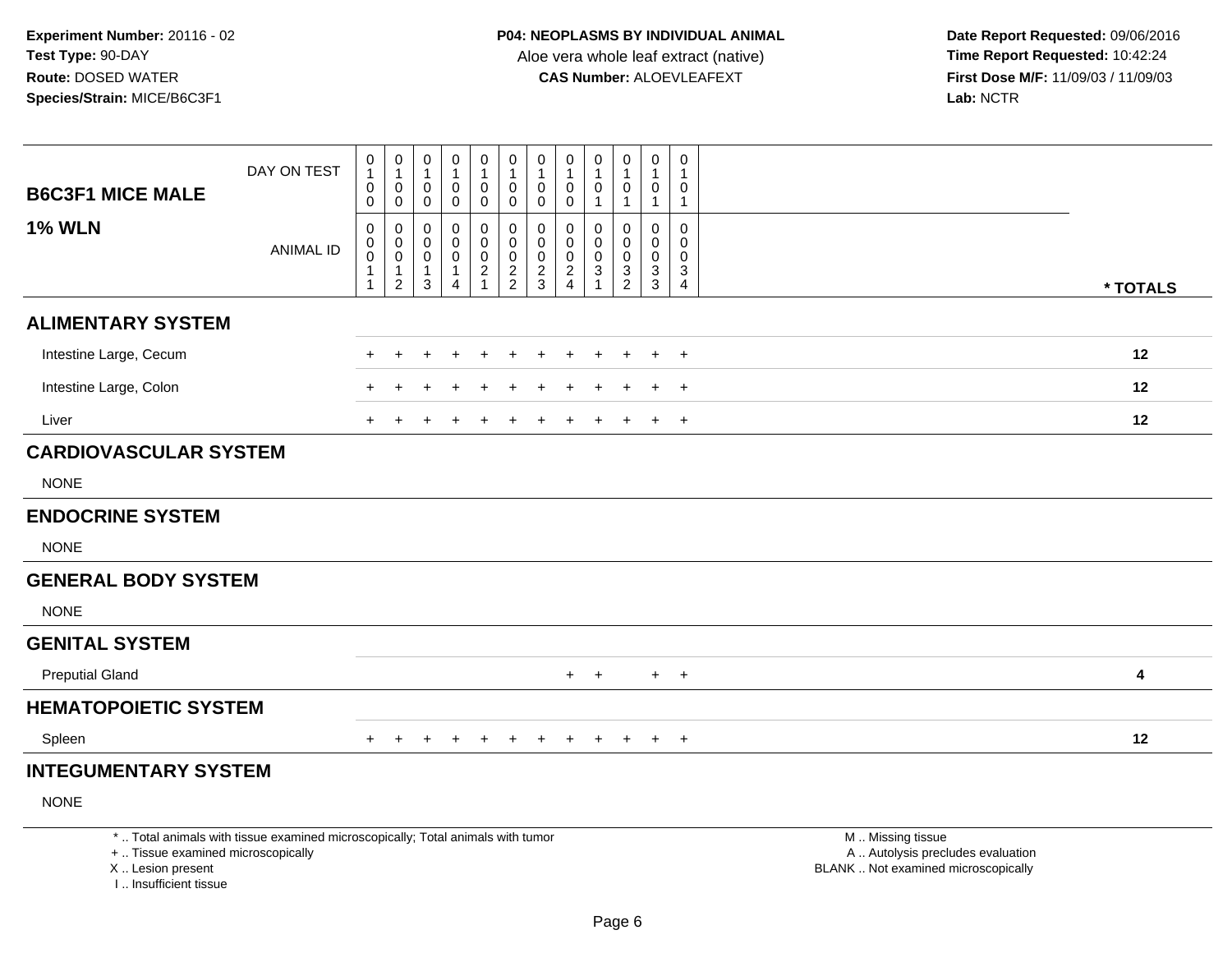**Experiment Number:** 20116 - 02
**Test Type:** 90-DAY
**Route:** DOSED WATER
**Species/Strain:** MICE/B6C3F1

**P04: NEOPLASMS BY INDIVIDUAL ANIMAL**
Aloe vera whole leaf extract (native)
**CAS Number:** ALOEVLEAFEXT

**Date Report Requested:** 09/06/2016
**Time Report Requested:** 10:42:24
**First Dose M/F:** 11/09/03 / 11/09/03
**Lab:** NCTR

## B6C3F1 MICE MALE
## 1% WLN

| DAY ON TEST | 0100 | 0100 | 0100 | 0100 | 0100 | 0100 | 0100 | 0100 | 0101 | 0101 | 0101 | 0101 | |
|---|---|---|---|---|---|---|---|---|---|---|---|---|---|
| **ANIMAL ID** | 00011 | 00012 | 00013 | 00014 | 00021 | 00022 | 00023 | 00024 | 00031 | 00032 | 00033 | 00034 | *** TOTALS** |
| **ALIMENTARY SYSTEM** | | | | | | | | | | | | | |
| Intestine Large, Cecum | + | + | + | + | + | + | + | + | + | + | + | + | **12** |
| Intestine Large, Colon | + | + | + | + | + | + | + | + | + | + | + | + | **12** |
| Liver | + | + | + | + | + | + | + | + | + | + | + | + | **12** |
| **CARDIOVASCULAR SYSTEM** | | | | | | | | | | | | | |
| NONE | | | | | | | | | | | | | |
| **ENDOCRINE SYSTEM** | | | | | | | | | | | | | |
| NONE | | | | | | | | | | | | | |
| **GENERAL BODY SYSTEM** | | | | | | | | | | | | | |
| NONE | | | | | | | | | | | | | |
| **GENITAL SYSTEM** | | | | | | | | | | | | | |
| Preputial Gland | | | | | | | | + | + | | + | + | **4** |
| **HEMATOPOIETIC SYSTEM** | | | | | | | | | | | | | |
| Spleen | + | + | + | + | + | + | + | + | + | + | + | + | **12** |
| **INTEGUMENTARY SYSTEM** | | | | | | | | | | | | | |
| NONE | | | | | | | | | | | | | |

\* .. Total animals with tissue examined microscopically; Total animals with tumor
\+ .. Tissue examined microscopically
X .. Lesion present
I .. Insufficient tissue

M .. Missing tissue
A .. Autolysis precludes evaluation
BLANK .. Not examined microscopically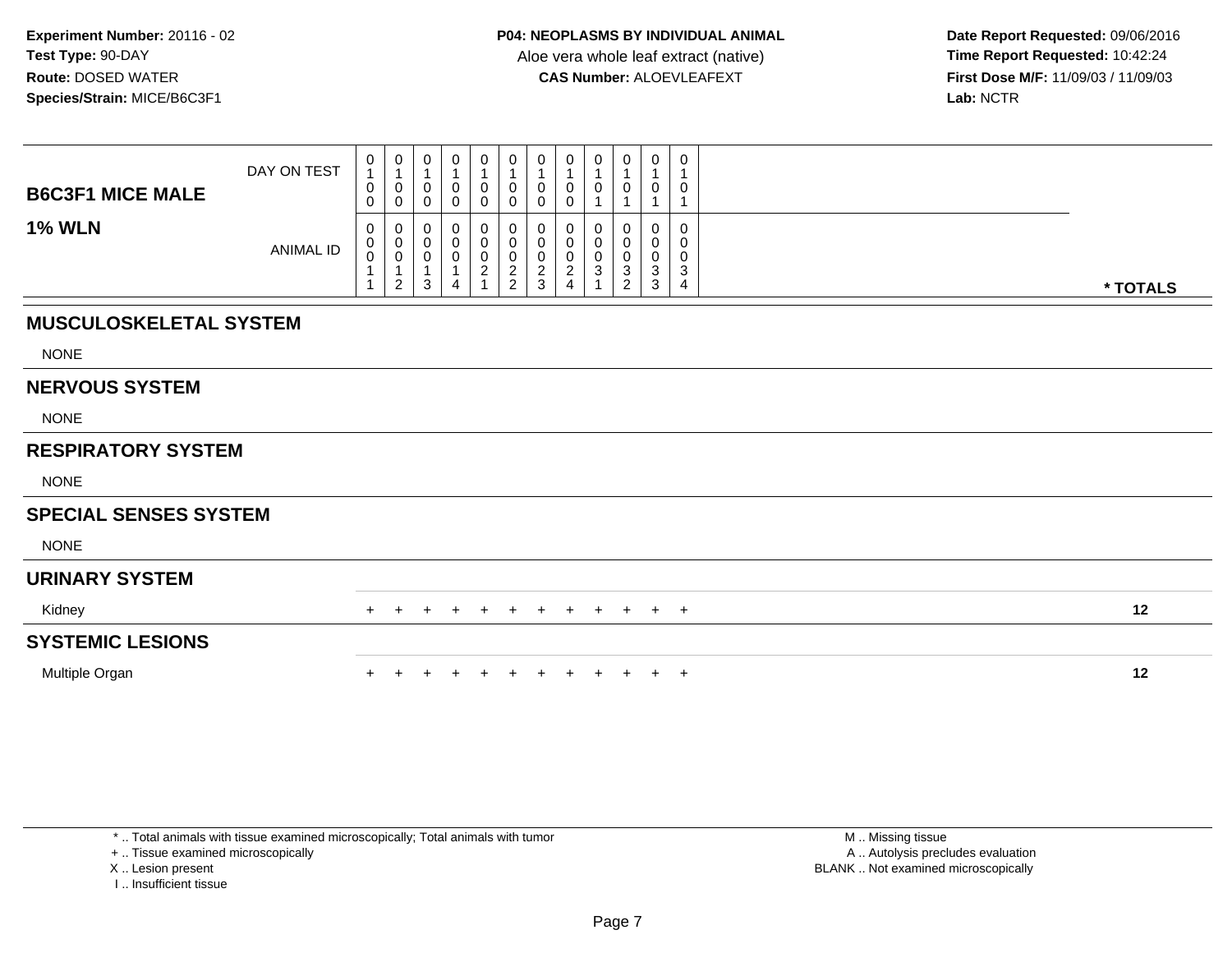**Experiment Number:** 20116 - 02
**Test Type:** 90-DAY
**Route:** DOSED WATER
**Species/Strain:** MICE/B6C3F1

**P04: NEOPLASMS BY INDIVIDUAL ANIMAL**
Aloe vera whole leaf extract (native)
**CAS Number:** ALOEVLEAFEXT

**Date Report Requested:** 09/06/2016
**Time Report Requested:** 10:42:24
**First Dose M/F:** 11/09/03 / 11/09/03
**Lab:** NCTR

| B6C3F1 MICE MALE / 1% WLN | | | | | | | | | | | | | |
|---|---|---|---|---|---|---|---|---|---|---|---|---|---|
| DAY ON TEST | 0100 | 0100 | 0100 | 0100 | 0100 | 0100 | 0100 | 0100 | 0101 | 0101 | 0101 | 0101 | |
| ANIMAL ID | 00011 | 00012 | 00013 | 00014 | 00021 | 00022 | 00023 | 00024 | 00031 | 00032 | 00033 | 00034 | * TOTALS |
| **MUSCULOSKELETAL SYSTEM** | | | | | | | | | | | | | |
| NONE | | | | | | | | | | | | | |
| **NERVOUS SYSTEM** | | | | | | | | | | | | | |
| NONE | | | | | | | | | | | | | |
| **RESPIRATORY SYSTEM** | | | | | | | | | | | | | |
| NONE | | | | | | | | | | | | | |
| **SPECIAL SENSES SYSTEM** | | | | | | | | | | | | | |
| NONE | | | | | | | | | | | | | |
| **URINARY SYSTEM** | | | | | | | | | | | | | |
| Kidney | + | + | + | + | + | + | + | + | + | + | + | + | 12 |
| **SYSTEMIC LESIONS** | | | | | | | | | | | | | |
| Multiple Organ | + | + | + | + | + | + | + | + | + | + | + | + | 12 |

* .. Total animals with tissue examined microscopically; Total animals with tumor
+ .. Tissue examined microscopically
X .. Lesion present
I .. Insufficient tissue

M .. Missing tissue
A .. Autolysis precludes evaluation
BLANK .. Not examined microscopically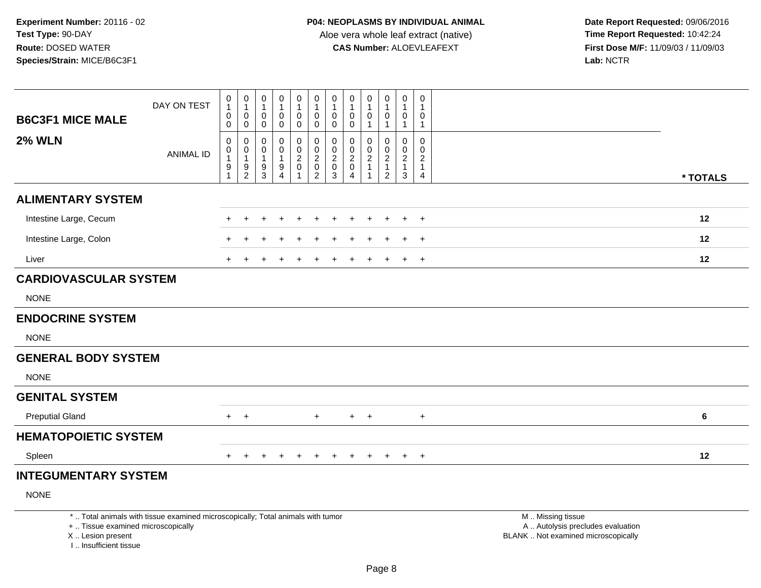**Experiment Number:** 20116 - 02
**Test Type:** 90-DAY
**Route:** DOSED WATER
**Species/Strain:** MICE/B6C3F1

**P04: NEOPLASMS BY INDIVIDUAL ANIMAL**
Aloe vera whole leaf extract (native)
**CAS Number:** ALOEVLEAFEXT

**Date Report Requested:** 09/06/2016
**Time Report Requested:** 10:42:24
**First Dose M/F:** 11/09/03 / 11/09/03
**Lab:** NCTR

**B6C3F1 MICE MALE**
**2% WLN**

| DAY ON TEST | 0100 | 0100 | 0100 | 0100 | 0100 | 0100 | 0100 | 0100 | 0101 | 0101 | 0101 | 0101 | |
|---|---|---|---|---|---|---|---|---|---|---|---|---|---|
| **ANIMAL ID** | 00191 | 00192 | 00193 | 00194 | 00201 | 00202 | 00203 | 00204 | 00211 | 00212 | 00213 | 00214 | *** TOTALS** |
| **ALIMENTARY SYSTEM** | | | | | | | | | | | | | |
| Intestine Large, Cecum | + | + | + | + | + | + | + | + | + | + | + | + | **12** |
| Intestine Large, Colon | + | + | + | + | + | + | + | + | + | + | + | + | **12** |
| Liver | + | + | + | + | + | + | + | + | + | + | + | + | **12** |
| **CARDIOVASCULAR SYSTEM** | | | | | | | | | | | | | |
| NONE | | | | | | | | | | | | | |
| **ENDOCRINE SYSTEM** | | | | | | | | | | | | | |
| NONE | | | | | | | | | | | | | |
| **GENERAL BODY SYSTEM** | | | | | | | | | | | | | |
| NONE | | | | | | | | | | | | | |
| **GENITAL SYSTEM** | | | | | | | | | | | | | |
| Preputial Gland | + | + | | | | + | | + | + | | | + | **6** |
| **HEMATOPOIETIC SYSTEM** | | | | | | | | | | | | | |
| Spleen | + | + | + | + | + | + | + | + | + | + | + | + | **12** |
| **INTEGUMENTARY SYSTEM** | | | | | | | | | | | | | |
| NONE | | | | | | | | | | | | | |

\* .. Total animals with tissue examined microscopically; Total animals with tumor
\+ .. Tissue examined microscopically
X .. Lesion present
I .. Insufficient tissue

M .. Missing tissue
A .. Autolysis precludes evaluation
BLANK .. Not examined microscopically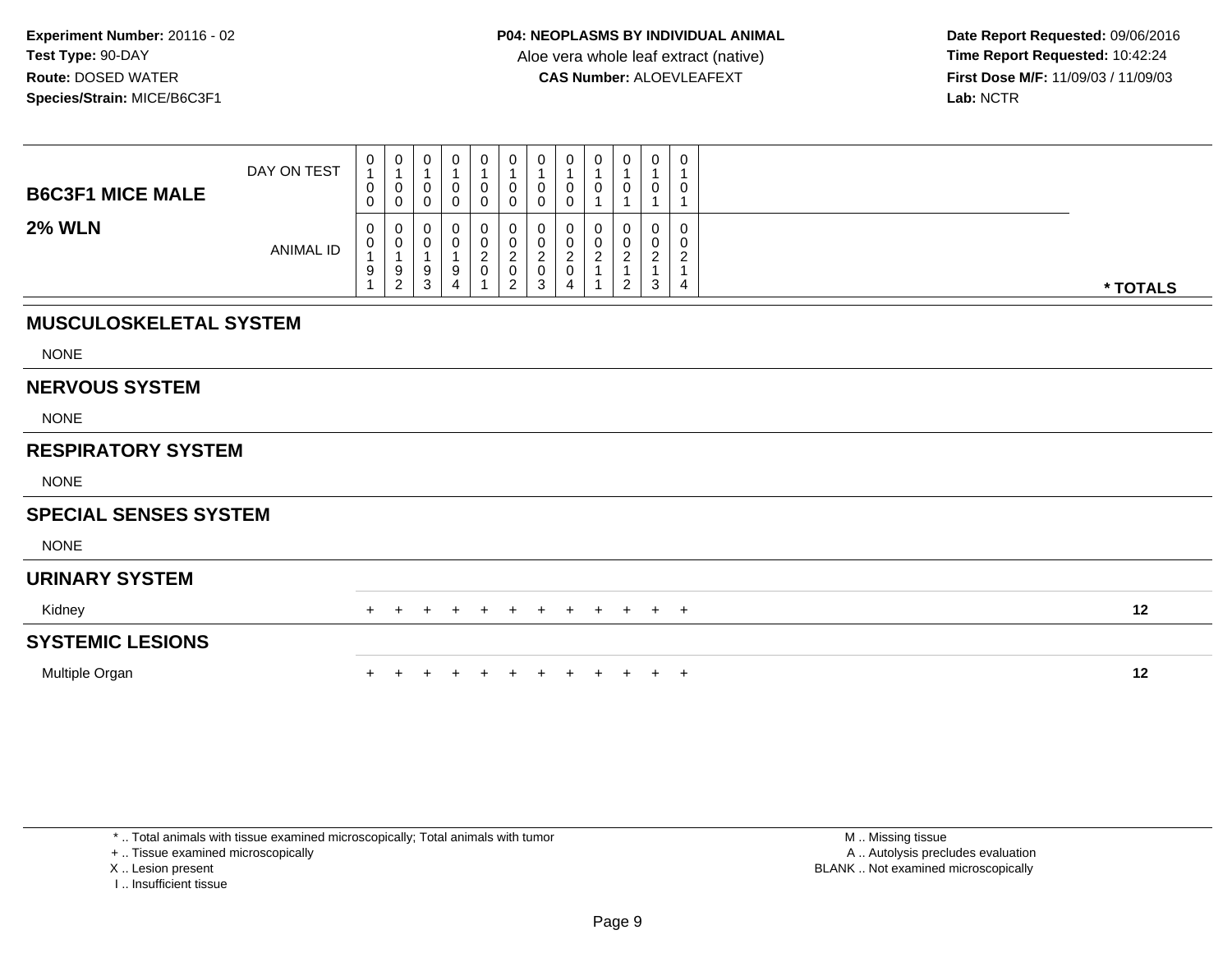**Experiment Number:** 20116 - 02
**Test Type:** 90-DAY
**Route:** DOSED WATER
**Species/Strain:** MICE/B6C3F1

**P04: NEOPLASMS BY INDIVIDUAL ANIMAL**
Aloe vera whole leaf extract (native)
**CAS Number:** ALOEVLEAFEXT

**Date Report Requested:** 09/06/2016
**Time Report Requested:** 10:42:24
**First Dose M/F:** 11/09/03 / 11/09/03
**Lab:** NCTR

| B6C3F1 MICE MALE — 2% WLN | | | | | | | | | | | | | |
|---|---|---|---|---|---|---|---|---|---|---|---|---|---|
| DAY ON TEST | 0100 | 0100 | 0100 | 0100 | 0100 | 0100 | 0100 | 0100 | 0101 | 0101 | 0101 | 0101 | |
| ANIMAL ID | 00191 | 00192 | 00193 | 00194 | 00201 | 00202 | 00203 | 00204 | 00211 | 00212 | 00213 | 00214 | * TOTALS |
| **MUSCULOSKELETAL SYSTEM** | | | | | | | | | | | | | |
| NONE | | | | | | | | | | | | | |
| **NERVOUS SYSTEM** | | | | | | | | | | | | | |
| NONE | | | | | | | | | | | | | |
| **RESPIRATORY SYSTEM** | | | | | | | | | | | | | |
| NONE | | | | | | | | | | | | | |
| **SPECIAL SENSES SYSTEM** | | | | | | | | | | | | | |
| NONE | | | | | | | | | | | | | |
| **URINARY SYSTEM** | | | | | | | | | | | | | |
| Kidney | + | + | + | + | + | + | + | + | + | + | + | + | 12 |
| **SYSTEMIC LESIONS** | | | | | | | | | | | | | |
| Multiple Organ | + | + | + | + | + | + | + | + | + | + | + | + | 12 |

* .. Total animals with tissue examined microscopically; Total animals with tumor
+ .. Tissue examined microscopically
X .. Lesion present
I .. Insufficient tissue

M .. Missing tissue
A .. Autolysis precludes evaluation
BLANK .. Not examined microscopically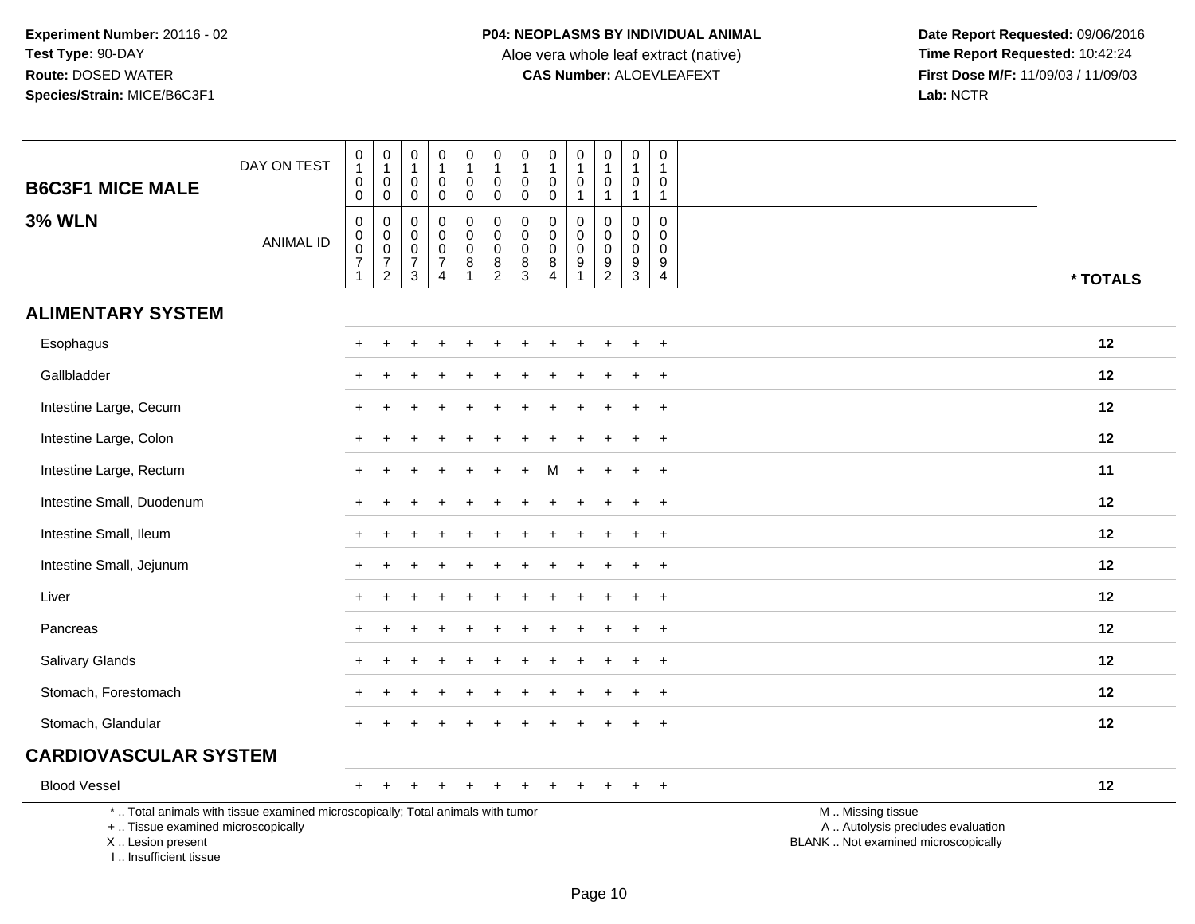**Experiment Number:** 20116 - 02
**Test Type:** 90-DAY
**Route:** DOSED WATER
**Species/Strain:** MICE/B6C3F1

**P04: NEOPLASMS BY INDIVIDUAL ANIMAL**
Aloe vera whole leaf extract (native)
**CAS Number:** ALOEVLEAFEXT

**Date Report Requested:** 09/06/2016
**Time Report Requested:** 10:42:24
**First Dose M/F:** 11/09/03 / 11/09/03
**Lab:** NCTR

## B6C3F1 MICE MALE

## 3% WLN

| DAY ON TEST | 0100 | 0100 | 0100 | 0100 | 0100 | 0100 | 0100 | 0100 | 0101 | 0101 | 0101 | 0101 | |
|---|---|---|---|---|---|---|---|---|---|---|---|---|---|
| **ANIMAL ID** | 00071 | 00072 | 00073 | 00074 | 00081 | 00082 | 00083 | 00084 | 00091 | 00092 | 00093 | 00094 | *** TOTALS** |
| **ALIMENTARY SYSTEM** | | | | | | | | | | | | | |
| Esophagus | + | + | + | + | + | + | + | + | + | + | + | + | 12 |
| Gallbladder | + | + | + | + | + | + | + | + | + | + | + | + | 12 |
| Intestine Large, Cecum | + | + | + | + | + | + | + | + | + | + | + | + | 12 |
| Intestine Large, Colon | + | + | + | + | + | + | + | + | + | + | + | + | 12 |
| Intestine Large, Rectum | + | + | + | + | + | + | + | M | + | + | + | + | 11 |
| Intestine Small, Duodenum | + | + | + | + | + | + | + | + | + | + | + | + | 12 |
| Intestine Small, Ileum | + | + | + | + | + | + | + | + | + | + | + | + | 12 |
| Intestine Small, Jejunum | + | + | + | + | + | + | + | + | + | + | + | + | 12 |
| Liver | + | + | + | + | + | + | + | + | + | + | + | + | 12 |
| Pancreas | + | + | + | + | + | + | + | + | + | + | + | + | 12 |
| Salivary Glands | + | + | + | + | + | + | + | + | + | + | + | + | 12 |
| Stomach, Forestomach | + | + | + | + | + | + | + | + | + | + | + | + | 12 |
| Stomach, Glandular | + | + | + | + | + | + | + | + | + | + | + | + | 12 |
| **CARDIOVASCULAR SYSTEM** | | | | | | | | | | | | | |
| Blood Vessel | + | + | + | + | + | + | + | + | + | + | + | + | 12 |

\* .. Total animals with tissue examined microscopically; Total animals with tumor
\+ .. Tissue examined microscopically
X .. Lesion present
I .. Insufficient tissue

M .. Missing tissue
A .. Autolysis precludes evaluation
BLANK .. Not examined microscopically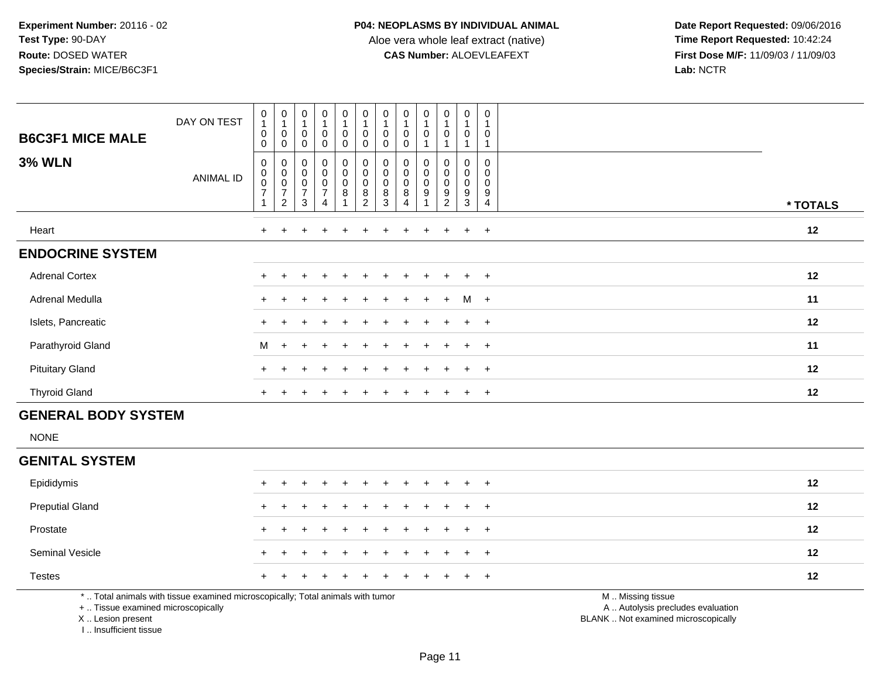**Experiment Number:** 20116 - 02
**Test Type:** 90-DAY
**Route:** DOSED WATER
**Species/Strain:** MICE/B6C3F1

**P04: NEOPLASMS BY INDIVIDUAL ANIMAL**
Aloe vera whole leaf extract (native)
**CAS Number:** ALOEVLEAFEXT

**Date Report Requested:** 09/06/2016
**Time Report Requested:** 10:42:24
**First Dose M/F:** 11/09/03 / 11/09/03
**Lab:** NCTR

## B6C3F1 MICE MALE — 3% WLN

| DAY ON TEST | 0100 | 0100 | 0100 | 0100 | 0100 | 0100 | 0100 | 0100 | 0101 | 0101 | 0101 | 0101 | |
|---|---|---|---|---|---|---|---|---|---|---|---|---|---|
| **ANIMAL ID** | 00071 | 00072 | 00073 | 00074 | 00081 | 00082 | 00083 | 00084 | 00091 | 00092 | 00093 | 00094 | *** TOTALS** |
| Heart | + | + | + | + | + | + | + | + | + | + | + | + | 12 |
| **ENDOCRINE SYSTEM** | | | | | | | | | | | | | |
| Adrenal Cortex | + | + | + | + | + | + | + | + | + | + | + | + | 12 |
| Adrenal Medulla | + | + | + | + | + | + | + | + | + | + | M | + | 11 |
| Islets, Pancreatic | + | + | + | + | + | + | + | + | + | + | + | + | 12 |
| Parathyroid Gland | M | + | + | + | + | + | + | + | + | + | + | + | 11 |
| Pituitary Gland | + | + | + | + | + | + | + | + | + | + | + | + | 12 |
| Thyroid Gland | + | + | + | + | + | + | + | + | + | + | + | + | 12 |
| **GENERAL BODY SYSTEM** | | | | | | | | | | | | | |
| NONE | | | | | | | | | | | | | |
| **GENITAL SYSTEM** | | | | | | | | | | | | | |
| Epididymis | + | + | + | + | + | + | + | + | + | + | + | + | 12 |
| Preputial Gland | + | + | + | + | + | + | + | + | + | + | + | + | 12 |
| Prostate | + | + | + | + | + | + | + | + | + | + | + | + | 12 |
| Seminal Vesicle | + | + | + | + | + | + | + | + | + | + | + | + | 12 |
| Testes | + | + | + | + | + | + | + | + | + | + | + | + | 12 |

* .. Total animals with tissue examined microscopically; Total animals with tumor
+ .. Tissue examined microscopically
X .. Lesion present
I .. Insufficient tissue

M .. Missing tissue
A .. Autolysis precludes evaluation
BLANK .. Not examined microscopically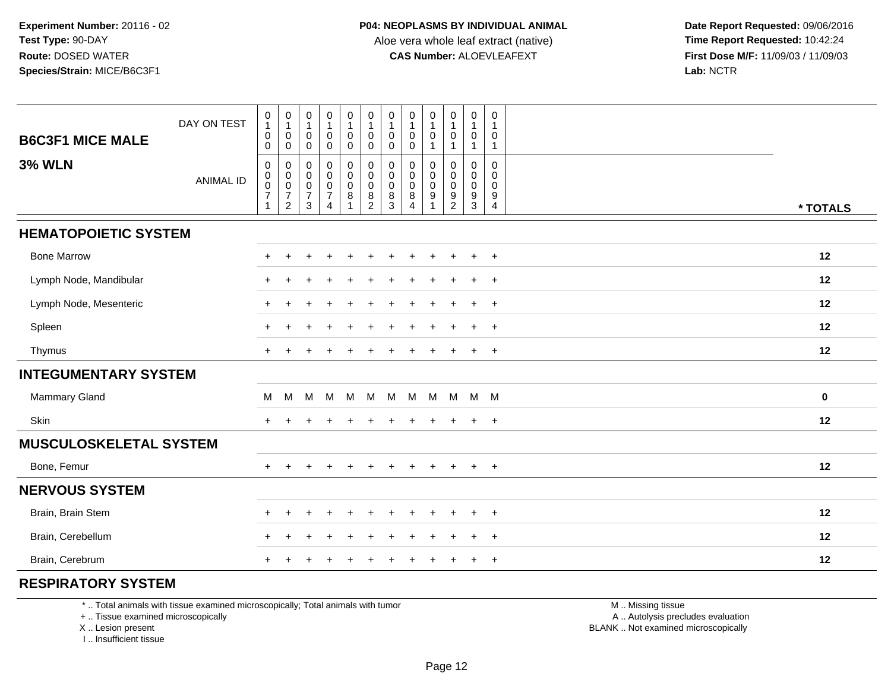**Experiment Number:** 20116 - 02
**Test Type:** 90-DAY
**Route:** DOSED WATER
**Species/Strain:** MICE/B6C3F1

**P04: NEOPLASMS BY INDIVIDUAL ANIMAL**
Aloe vera whole leaf extract (native)
**CAS Number:** ALOEVLEAFEXT

**Date Report Requested:** 09/06/2016
**Time Report Requested:** 10:42:24
**First Dose M/F:** 11/09/03 / 11/09/03
**Lab:** NCTR

## B6C3F1 MICE MALE

## 3% WLN

| DAY ON TEST | 0100 | 0100 | 0100 | 0100 | 0100 | 0100 | 0100 | 0100 | 0101 | 0101 | 0101 | 0101 | |
|---|---|---|---|---|---|---|---|---|---|---|---|---|---|
| **ANIMAL ID** | 00071 | 00072 | 00073 | 00074 | 00081 | 00082 | 00083 | 00084 | 00091 | 00092 | 00093 | 00094 | *** TOTALS** |
| **HEMATOPOIETIC SYSTEM** | | | | | | | | | | | | | |
| Bone Marrow | + | + | + | + | + | + | + | + | + | + | + | + | 12 |
| Lymph Node, Mandibular | + | + | + | + | + | + | + | + | + | + | + | + | 12 |
| Lymph Node, Mesenteric | + | + | + | + | + | + | + | + | + | + | + | + | 12 |
| Spleen | + | + | + | + | + | + | + | + | + | + | + | + | 12 |
| Thymus | + | + | + | + | + | + | + | + | + | + | + | + | 12 |
| **INTEGUMENTARY SYSTEM** | | | | | | | | | | | | | |
| Mammary Gland | M | M | M | M | M | M | M | M | M | M | M | M | 0 |
| Skin | + | + | + | + | + | + | + | + | + | + | + | + | 12 |
| **MUSCULOSKELETAL SYSTEM** | | | | | | | | | | | | | |
| Bone, Femur | + | + | + | + | + | + | + | + | + | + | + | + | 12 |
| **NERVOUS SYSTEM** | | | | | | | | | | | | | |
| Brain, Brain Stem | + | + | + | + | + | + | + | + | + | + | + | + | 12 |
| Brain, Cerebellum | + | + | + | + | + | + | + | + | + | + | + | + | 12 |
| Brain, Cerebrum | + | + | + | + | + | + | + | + | + | + | + | + | 12 |
| **RESPIRATORY SYSTEM** | | | | | | | | | | | | | |

* .. Total animals with tissue examined microscopically; Total animals with tumor
+ .. Tissue examined microscopically
X .. Lesion present
I .. Insufficient tissue

M .. Missing tissue
A .. Autolysis precludes evaluation
BLANK .. Not examined microscopically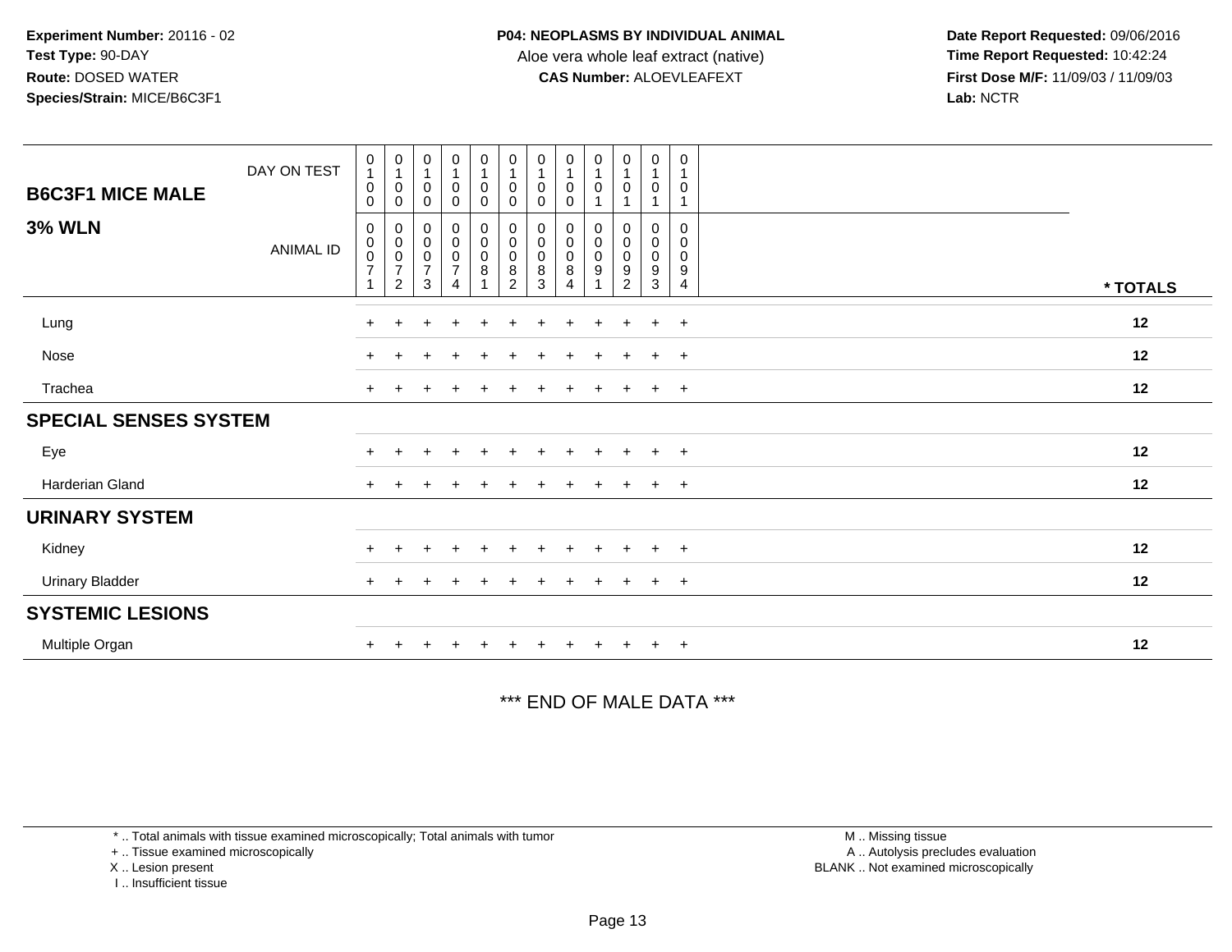**Experiment Number:** 20116 - 02
**Test Type:** 90-DAY
**Route:** DOSED WATER
**Species/Strain:** MICE/B6C3F1

**P04: NEOPLASMS BY INDIVIDUAL ANIMAL**
Aloe vera whole leaf extract (native)
**CAS Number:** ALOEVLEAFEXT

**Date Report Requested:** 09/06/2016
**Time Report Requested:** 10:42:24
**First Dose M/F:** 11/09/03 / 11/09/03
**Lab:** NCTR

| B6C3F1 MICE MALE — DAY ON TEST | 0100 | 0100 | 0100 | 0100 | 0100 | 0100 | 0100 | 0100 | 0101 | 0101 | 0101 | 0101 | |
|---|---|---|---|---|---|---|---|---|---|---|---|---|---|
| **3% WLN** — ANIMAL ID | 00071 | 00072 | 00073 | 00074 | 00081 | 00082 | 00083 | 00084 | 00091 | 00092 | 00093 | 00094 | *** TOTALS** |
| Lung | + | + | + | + | + | + | + | + | + | + | + | + | **12** |
| Nose | + | + | + | + | + | + | + | + | + | + | + | + | **12** |
| Trachea | + | + | + | + | + | + | + | + | + | + | + | + | **12** |
| **SPECIAL SENSES SYSTEM** | | | | | | | | | | | | | |
| Eye | + | + | + | + | + | + | + | + | + | + | + | + | **12** |
| Harderian Gland | + | + | + | + | + | + | + | + | + | + | + | + | **12** |
| **URINARY SYSTEM** | | | | | | | | | | | | | |
| Kidney | + | + | + | + | + | + | + | + | + | + | + | + | **12** |
| Urinary Bladder | + | + | + | + | + | + | + | + | + | + | + | + | **12** |
| **SYSTEMIC LESIONS** | | | | | | | | | | | | | |
| Multiple Organ | + | + | + | + | + | + | + | + | + | + | + | + | **12** |

*** END OF MALE DATA ***

* .. Total animals with tissue examined microscopically; Total animals with tumor
+ .. Tissue examined microscopically
X .. Lesion present
I .. Insufficient tissue

M .. Missing tissue
A .. Autolysis precludes evaluation
BLANK .. Not examined microscopically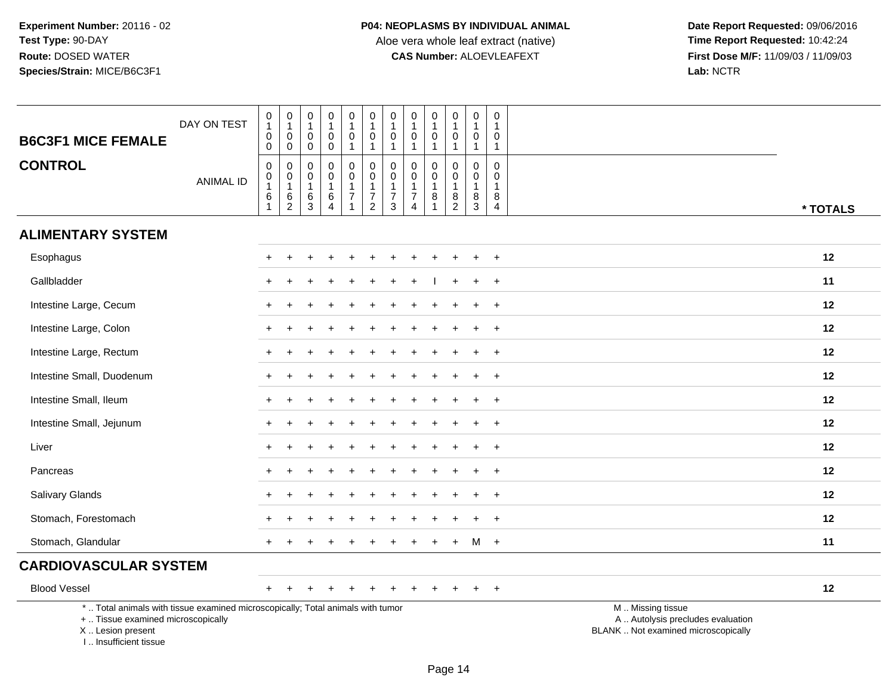**Experiment Number:** 20116 - 02
**Test Type:** 90-DAY
**Route:** DOSED WATER
**Species/Strain:** MICE/B6C3F1

**P04: NEOPLASMS BY INDIVIDUAL ANIMAL**
Aloe vera whole leaf extract (native)
**CAS Number:** ALOEVLEAFEXT

**Date Report Requested:** 09/06/2016
**Time Report Requested:** 10:42:24
**First Dose M/F:** 11/09/03 / 11/09/03
**Lab:** NCTR

## B6C3F1 MICE FEMALE CONTROL

| DAY ON TEST | 0100 | 0100 | 0100 | 0100 | 0101 | 0101 | 0101 | 0101 | 0101 | 0101 | 0101 | 0101 | |
|---|---|---|---|---|---|---|---|---|---|---|---|---|---|
| ANIMAL ID | 00161 | 00162 | 00163 | 00164 | 00171 | 00172 | 00173 | 00174 | 00181 | 00182 | 00183 | 00184 | * TOTALS |
| **ALIMENTARY SYSTEM** | | | | | | | | | | | | | |
| Esophagus | + | + | + | + | + | + | + | + | + | + | + | + | 12 |
| Gallbladder | + | + | + | + | + | + | + | + | I | + | + | + | 11 |
| Intestine Large, Cecum | + | + | + | + | + | + | + | + | + | + | + | + | 12 |
| Intestine Large, Colon | + | + | + | + | + | + | + | + | + | + | + | + | 12 |
| Intestine Large, Rectum | + | + | + | + | + | + | + | + | + | + | + | + | 12 |
| Intestine Small, Duodenum | + | + | + | + | + | + | + | + | + | + | + | + | 12 |
| Intestine Small, Ileum | + | + | + | + | + | + | + | + | + | + | + | + | 12 |
| Intestine Small, Jejunum | + | + | + | + | + | + | + | + | + | + | + | + | 12 |
| Liver | + | + | + | + | + | + | + | + | + | + | + | + | 12 |
| Pancreas | + | + | + | + | + | + | + | + | + | + | + | + | 12 |
| Salivary Glands | + | + | + | + | + | + | + | + | + | + | + | + | 12 |
| Stomach, Forestomach | + | + | + | + | + | + | + | + | + | + | + | + | 12 |
| Stomach, Glandular | + | + | + | + | + | + | + | + | + | + | M | + | 11 |
| **CARDIOVASCULAR SYSTEM** | | | | | | | | | | | | | |
| Blood Vessel | + | + | + | + | + | + | + | + | + | + | + | + | 12 |

\* .. Total animals with tissue examined microscopically; Total animals with tumor
\+ .. Tissue examined microscopically
X .. Lesion present
I .. Insufficient tissue

M .. Missing tissue
A .. Autolysis precludes evaluation
BLANK .. Not examined microscopically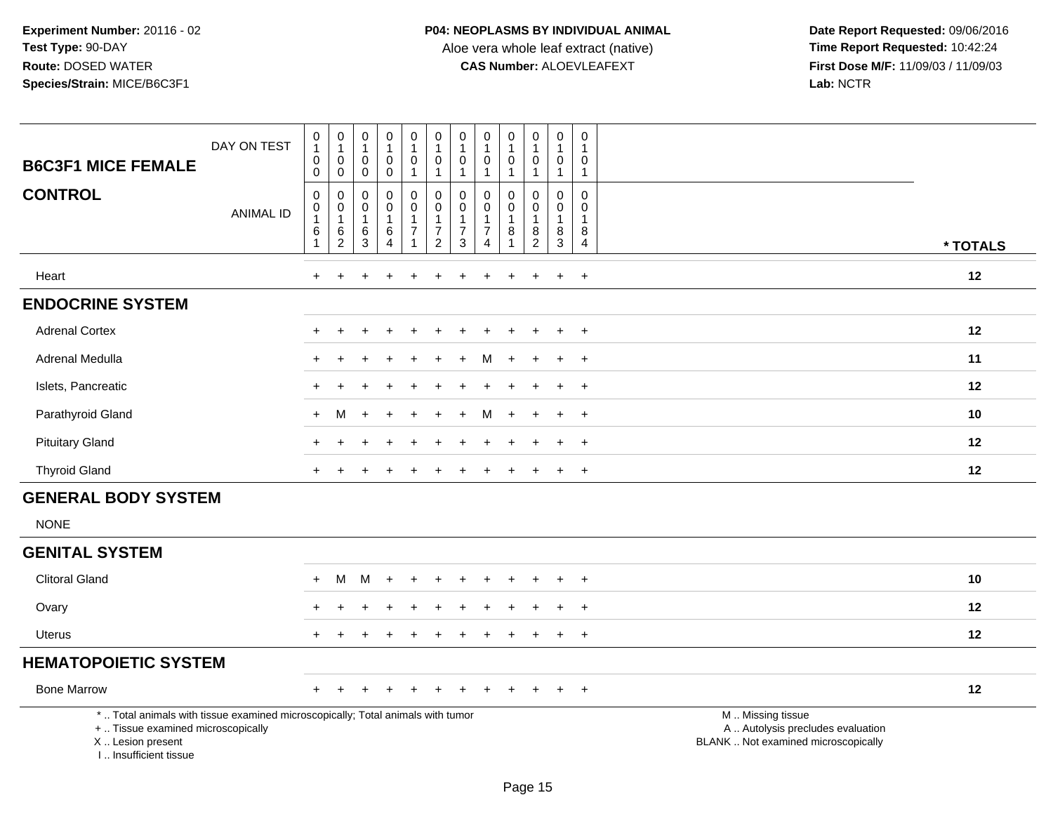**Experiment Number:** 20116 - 02
**Test Type:** 90-DAY
**Route:** DOSED WATER
**Species/Strain:** MICE/B6C3F1

**P04: NEOPLASMS BY INDIVIDUAL ANIMAL**
Aloe vera whole leaf extract (native)
**CAS Number:** ALOEVLEAFEXT

**Date Report Requested:** 09/06/2016
**Time Report Requested:** 10:42:24
**First Dose M/F:** 11/09/03 / 11/09/03
**Lab:** NCTR

| B6C3F1 MICE FEMALE — DAY ON TEST | 0100 | 0100 | 0100 | 0100 | 0101 | 0101 | 0101 | 0101 | 0101 | 0101 | 0101 | 0101 | |
|---|---|---|---|---|---|---|---|---|---|---|---|---|---|
| **CONTROL** — ANIMAL ID | 00161 | 00162 | 00163 | 00164 | 00171 | 00172 | 00173 | 00174 | 00181 | 00182 | 00183 | 00184 | * TOTALS |
| Heart | + | + | + | + | + | + | + | + | + | + | + | + | 12 |
| **ENDOCRINE SYSTEM** | | | | | | | | | | | | | |
| Adrenal Cortex | + | + | + | + | + | + | + | + | + | + | + | + | 12 |
| Adrenal Medulla | + | + | + | + | + | + | + | M | + | + | + | + | 11 |
| Islets, Pancreatic | + | + | + | + | + | + | + | + | + | + | + | + | 12 |
| Parathyroid Gland | + | M | + | + | + | + | + | M | + | + | + | + | 10 |
| Pituitary Gland | + | + | + | + | + | + | + | + | + | + | + | + | 12 |
| Thyroid Gland | + | + | + | + | + | + | + | + | + | + | + | + | 12 |
| **GENERAL BODY SYSTEM** | | | | | | | | | | | | | |
| NONE | | | | | | | | | | | | | |
| **GENITAL SYSTEM** | | | | | | | | | | | | | |
| Clitoral Gland | + | M | M | + | + | + | + | + | + | + | + | + | 10 |
| Ovary | + | + | + | + | + | + | + | + | + | + | + | + | 12 |
| Uterus | + | + | + | + | + | + | + | + | + | + | + | + | 12 |
| **HEMATOPOIETIC SYSTEM** | | | | | | | | | | | | | |
| Bone Marrow | + | + | + | + | + | + | + | + | + | + | + | + | 12 |

* .. Total animals with tissue examined microscopically; Total animals with tumor
+ .. Tissue examined microscopically
X .. Lesion present
I .. Insufficient tissue

M .. Missing tissue
A .. Autolysis precludes evaluation
BLANK .. Not examined microscopically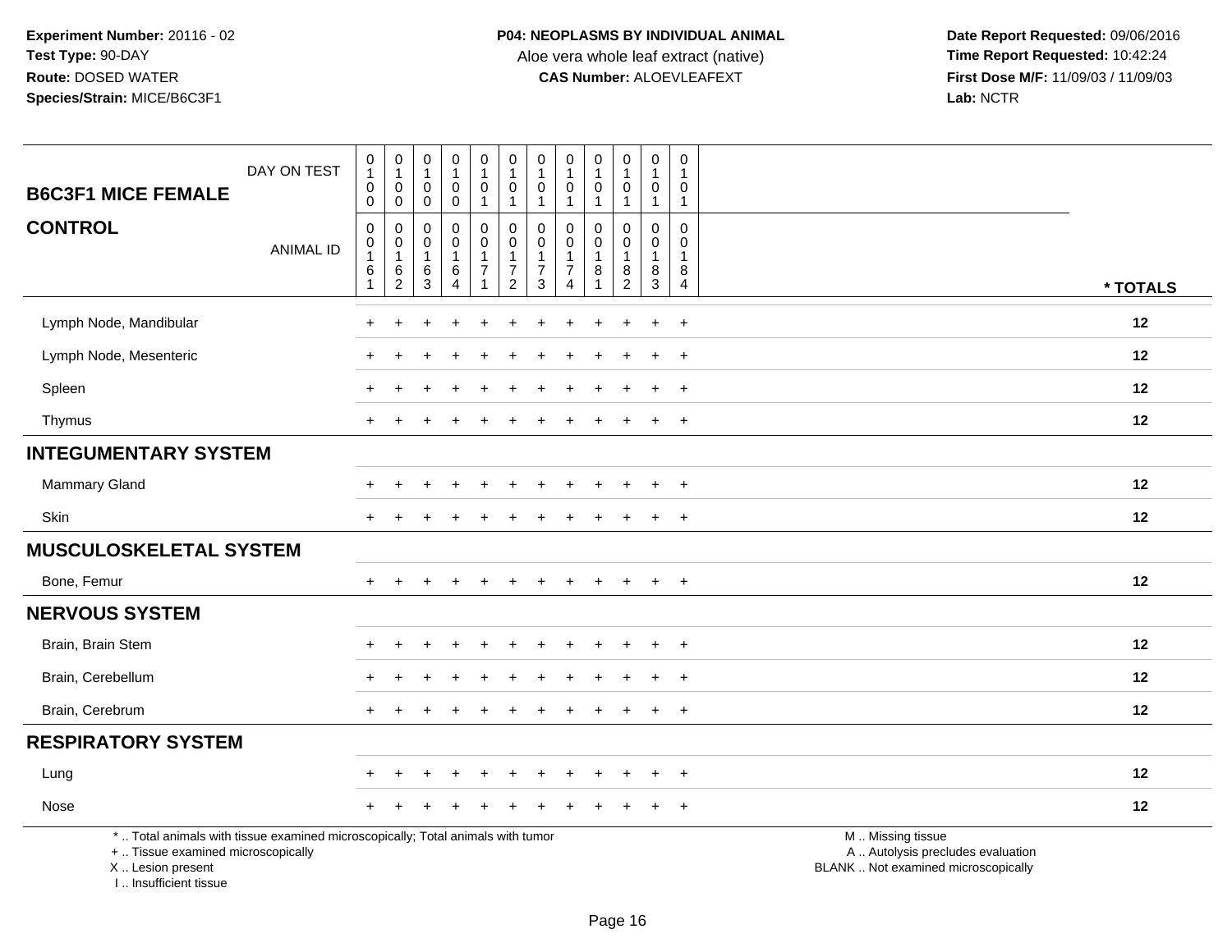**Experiment Number:** 20116 - 02
**Test Type:** 90-DAY
**Route:** DOSED WATER
**Species/Strain:** MICE/B6C3F1

**P04: NEOPLASMS BY INDIVIDUAL ANIMAL**
Aloe vera whole leaf extract (native)
**CAS Number:** ALOEVLEAFEXT

**Date Report Requested:** 09/06/2016
**Time Report Requested:** 10:42:24
**First Dose M/F:** 11/09/03 / 11/09/03
**Lab:** NCTR

| B6C3F1 MICE FEMALE CONTROL | | | | | | | | | | | | | |
|---|---|---|---|---|---|---|---|---|---|---|---|---|---|
| DAY ON TEST | 0100 | 0100 | 0100 | 0100 | 0101 | 0101 | 0101 | 0101 | 0101 | 0101 | 0101 | 0101 | |
| ANIMAL ID | 00161 | 00162 | 00163 | 00164 | 00171 | 00172 | 00173 | 00174 | 00181 | 00182 | 00183 | 00184 | * TOTALS |
| Lymph Node, Mandibular | + | + | + | + | + | + | + | + | + | + | + | + | 12 |
| Lymph Node, Mesenteric | + | + | + | + | + | + | + | + | + | + | + | + | 12 |
| Spleen | + | + | + | + | + | + | + | + | + | + | + | + | 12 |
| Thymus | + | + | + | + | + | + | + | + | + | + | + | + | 12 |
| **INTEGUMENTARY SYSTEM** | | | | | | | | | | | | | |
| Mammary Gland | + | + | + | + | + | + | + | + | + | + | + | + | 12 |
| Skin | + | + | + | + | + | + | + | + | + | + | + | + | 12 |
| **MUSCULOSKELETAL SYSTEM** | | | | | | | | | | | | | |
| Bone, Femur | + | + | + | + | + | + | + | + | + | + | + | + | 12 |
| **NERVOUS SYSTEM** | | | | | | | | | | | | | |
| Brain, Brain Stem | + | + | + | + | + | + | + | + | + | + | + | + | 12 |
| Brain, Cerebellum | + | + | + | + | + | + | + | + | + | + | + | + | 12 |
| Brain, Cerebrum | + | + | + | + | + | + | + | + | + | + | + | + | 12 |
| **RESPIRATORY SYSTEM** | | | | | | | | | | | | | |
| Lung | + | + | + | + | + | + | + | + | + | + | + | + | 12 |
| Nose | + | + | + | + | + | + | + | + | + | + | + | + | 12 |

* .. Total animals with tissue examined microscopically; Total animals with tumor
+ .. Tissue examined microscopically
X .. Lesion present
I .. Insufficient tissue

M .. Missing tissue
A .. Autolysis precludes evaluation
BLANK .. Not examined microscopically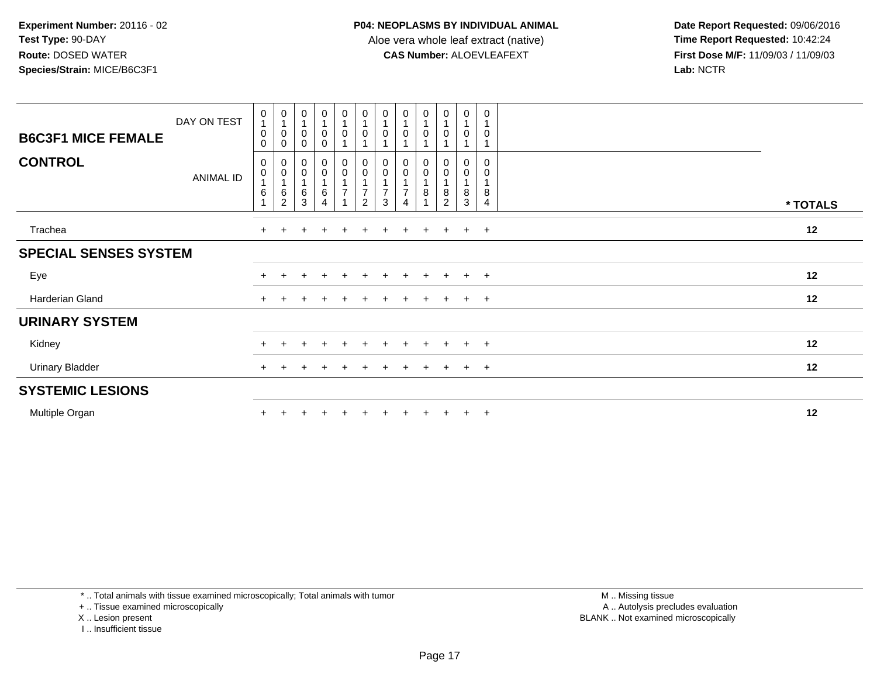**Experiment Number:** 20116 - 02
**Test Type:** 90-DAY
**Route:** DOSED WATER
**Species/Strain:** MICE/B6C3F1

**P04: NEOPLASMS BY INDIVIDUAL ANIMAL**
Aloe vera whole leaf extract (native)
**CAS Number:** ALOEVLEAFEXT

**Date Report Requested:** 09/06/2016
**Time Report Requested:** 10:42:24
**First Dose M/F:** 11/09/03 / 11/09/03
**Lab:** NCTR

| **B6C3F1 MICE FEMALE** DAY ON TEST | 0100 | 0100 | 0100 | 0100 | 0101 | 0101 | 0101 | 0101 | 0101 | 0101 | 0101 | 0101 | |
|---|---|---|---|---|---|---|---|---|---|---|---|---|---|
| **CONTROL** ANIMAL ID | 00161 | 00162 | 00163 | 00164 | 00171 | 00172 | 00173 | 00174 | 00181 | 00182 | 00183 | 00184 | *** TOTALS** |
| Trachea | + | + | + | + | + | + | + | + | + | + | + | + | **12** |
| **SPECIAL SENSES SYSTEM** | | | | | | | | | | | | | |
| Eye | + | + | + | + | + | + | + | + | + | + | + | + | **12** |
| Harderian Gland | + | + | + | + | + | + | + | + | + | + | + | + | **12** |
| **URINARY SYSTEM** | | | | | | | | | | | | | |
| Kidney | + | + | + | + | + | + | + | + | + | + | + | + | **12** |
| Urinary Bladder | + | + | + | + | + | + | + | + | + | + | + | + | **12** |
| **SYSTEMIC LESIONS** | | | | | | | | | | | | | |
| Multiple Organ | + | + | + | + | + | + | + | + | + | + | + | + | **12** |

* .. Total animals with tissue examined microscopically; Total animals with tumor
+ .. Tissue examined microscopically
X .. Lesion present
I .. Insufficient tissue

M .. Missing tissue
A .. Autolysis precludes evaluation
BLANK .. Not examined microscopically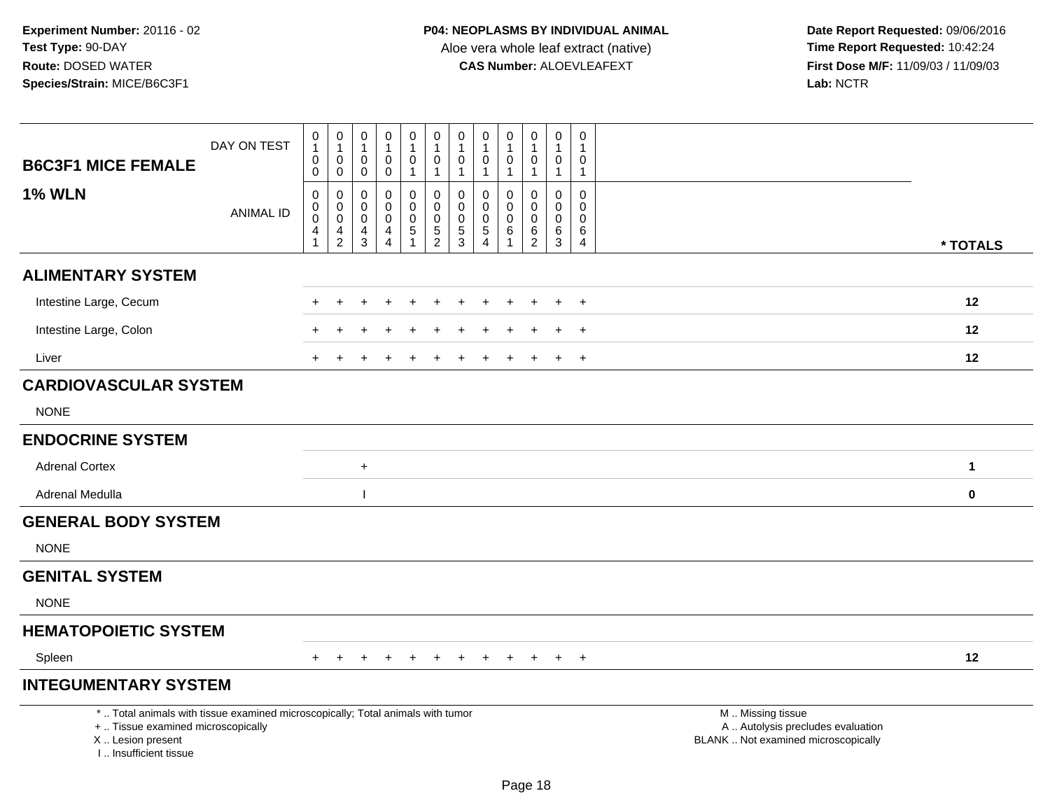**Experiment Number:** 20116 - 02
**Test Type:** 90-DAY
**Route:** DOSED WATER
**Species/Strain:** MICE/B6C3F1

**P04: NEOPLASMS BY INDIVIDUAL ANIMAL**
Aloe vera whole leaf extract (native)
**CAS Number:** ALOEVLEAFEXT

**Date Report Requested:** 09/06/2016
**Time Report Requested:** 10:42:24
**First Dose M/F:** 11/09/03 / 11/09/03
**Lab:** NCTR

## B6C3F1 MICE FEMALE
## 1% WLN

| DAY ON TEST | 0100 | 0100 | 0100 | 0100 | 0101 | 0101 | 0101 | 0101 | 0101 | 0101 | 0101 | 0101 | |
|---|---|---|---|---|---|---|---|---|---|---|---|---|---|
| ANIMAL ID | 00041 | 00042 | 00043 | 00044 | 00051 | 00052 | 00053 | 00054 | 00061 | 00062 | 00063 | 00064 | * TOTALS |
| **ALIMENTARY SYSTEM** | | | | | | | | | | | | | |
| Intestine Large, Cecum | + | + | + | + | + | + | + | + | + | + | + | + | 12 |
| Intestine Large, Colon | + | + | + | + | + | + | + | + | + | + | + | + | 12 |
| Liver | + | + | + | + | + | + | + | + | + | + | + | + | 12 |
| **CARDIOVASCULAR SYSTEM** | | | | | | | | | | | | | |
| NONE | | | | | | | | | | | | | |
| **ENDOCRINE SYSTEM** | | | | | | | | | | | | | |
| Adrenal Cortex | | | + | | | | | | | | | | 1 |
| Adrenal Medulla | | | I | | | | | | | | | | 0 |
| **GENERAL BODY SYSTEM** | | | | | | | | | | | | | |
| NONE | | | | | | | | | | | | | |
| **GENITAL SYSTEM** | | | | | | | | | | | | | |
| NONE | | | | | | | | | | | | | |
| **HEMATOPOIETIC SYSTEM** | | | | | | | | | | | | | |
| Spleen | + | + | + | + | + | + | + | + | + | + | + | + | 12 |
| **INTEGUMENTARY SYSTEM** | | | | | | | | | | | | | |

* .. Total animals with tissue examined microscopically; Total animals with tumor
+ .. Tissue examined microscopically
X .. Lesion present
I .. Insufficient tissue

M .. Missing tissue
A .. Autolysis precludes evaluation
BLANK .. Not examined microscopically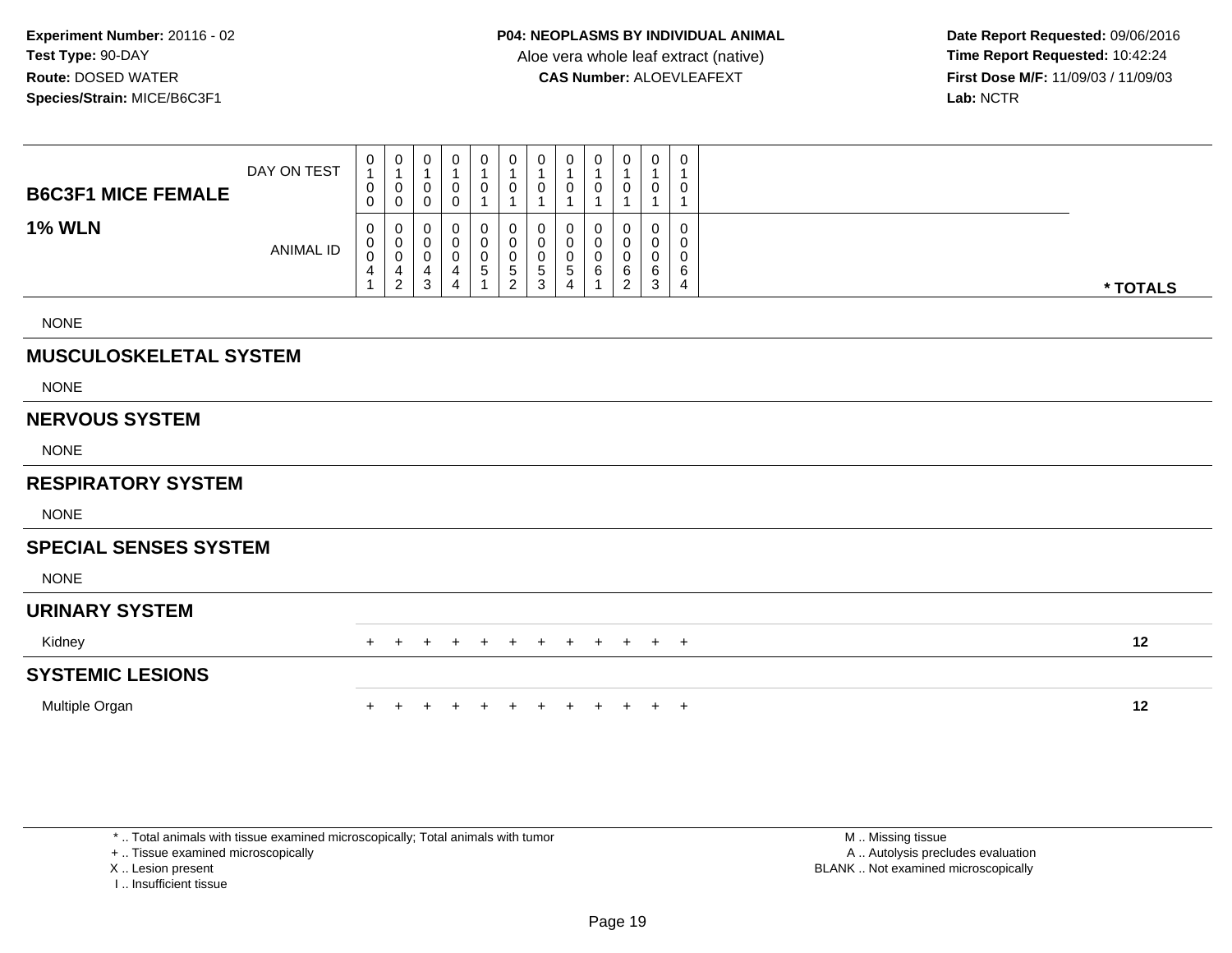**Experiment Number:** 20116 - 02
**Test Type:** 90-DAY
**Route:** DOSED WATER
**Species/Strain:** MICE/B6C3F1

**P04: NEOPLASMS BY INDIVIDUAL ANIMAL**
Aloe vera whole leaf extract (native)
**CAS Number:** ALOEVLEAFEXT

**Date Report Requested:** 09/06/2016
**Time Report Requested:** 10:42:24
**First Dose M/F:** 11/09/03 / 11/09/03
**Lab:** NCTR

| B6C3F1 MICE FEMALE<br>1% WLN | | | | | | | | | | | | | |
|---|---|---|---|---|---|---|---|---|---|---|---|---|---|
| DAY ON TEST | 0100 | 0100 | 0100 | 0100 | 0101 | 0101 | 0101 | 0101 | 0101 | 0101 | 0101 | 0101 | |
| ANIMAL ID | 00041 | 00042 | 00043 | 00044 | 00051 | 00052 | 00053 | 00054 | 00061 | 00062 | 00063 | 00064 | * TOTALS |
| NONE | | | | | | | | | | | | | |
| **MUSCULOSKELETAL SYSTEM** | | | | | | | | | | | | | |
| NONE | | | | | | | | | | | | | |
| **NERVOUS SYSTEM** | | | | | | | | | | | | | |
| NONE | | | | | | | | | | | | | |
| **RESPIRATORY SYSTEM** | | | | | | | | | | | | | |
| NONE | | | | | | | | | | | | | |
| **SPECIAL SENSES SYSTEM** | | | | | | | | | | | | | |
| NONE | | | | | | | | | | | | | |
| **URINARY SYSTEM** | | | | | | | | | | | | | |
| Kidney | + | + | + | + | + | + | + | + | + | + | + | + | 12 |
| **SYSTEMIC LESIONS** | | | | | | | | | | | | | |
| Multiple Organ | + | + | + | + | + | + | + | + | + | + | + | + | 12 |

* .. Total animals with tissue examined microscopically; Total animals with tumor
+ .. Tissue examined microscopically
X .. Lesion present
I .. Insufficient tissue

M .. Missing tissue
A .. Autolysis precludes evaluation
BLANK .. Not examined microscopically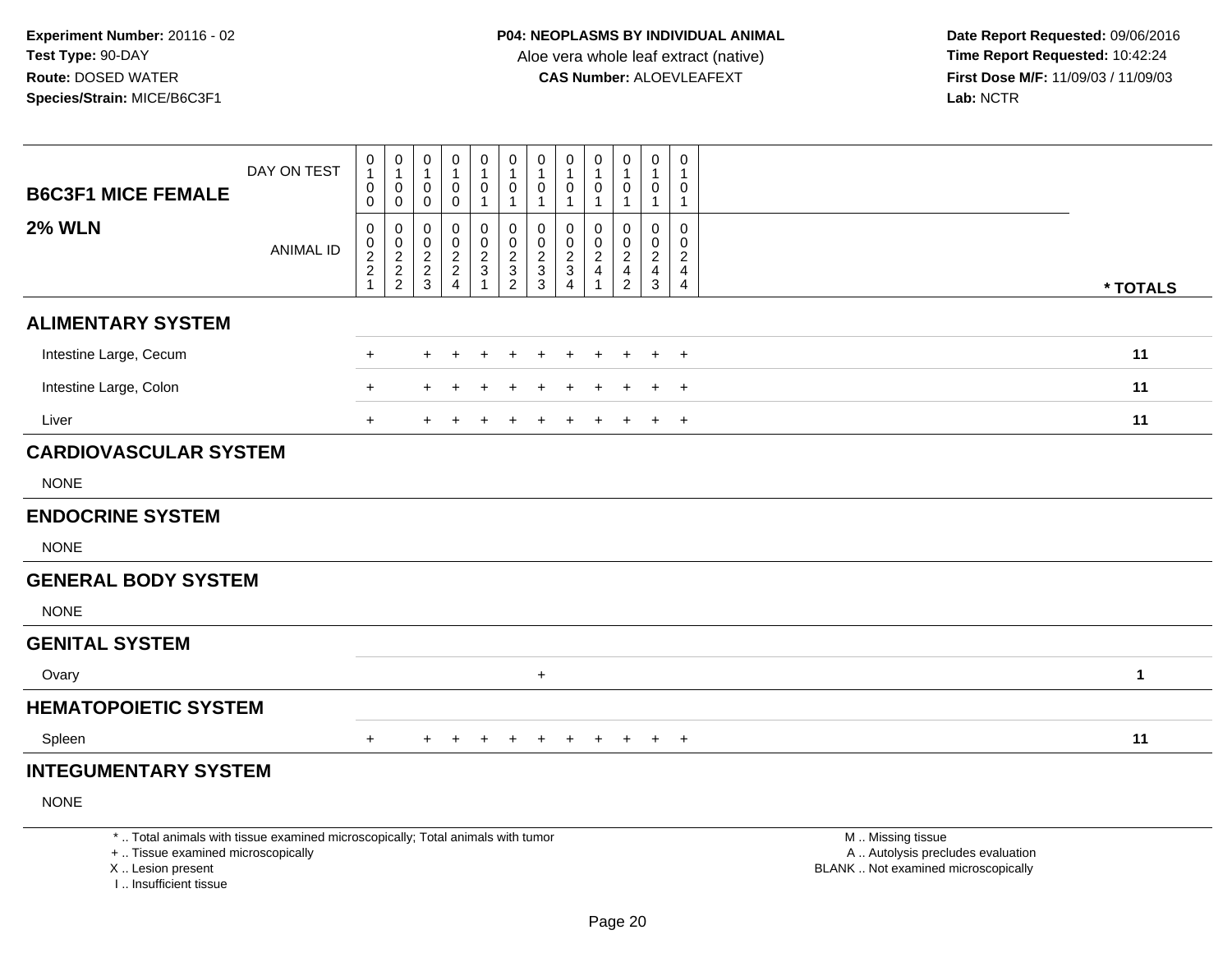**Experiment Number:** 20116 - 02
**Test Type:** 90-DAY
**Route:** DOSED WATER
**Species/Strain:** MICE/B6C3F1

**P04: NEOPLASMS BY INDIVIDUAL ANIMAL**
Aloe vera whole leaf extract (native)
**CAS Number:** ALOEVLEAFEXT

**Date Report Requested:** 09/06/2016
**Time Report Requested:** 10:42:24
**First Dose M/F:** 11/09/03 / 11/09/03
**Lab:** NCTR

| B6C3F1 MICE FEMALE — 2% WLN | | | | | | | | | | | | | |
|---|---|---|---|---|---|---|---|---|---|---|---|---|---|
| DAY ON TEST | 0100 | 0100 | 0100 | 0100 | 0101 | 0101 | 0101 | 0101 | 0101 | 0101 | 0101 | 0101 | |
| ANIMAL ID | 00221 | 00222 | 00223 | 00224 | 00231 | 00232 | 00233 | 00234 | 00241 | 00242 | 00243 | 00244 | * TOTALS |
| **ALIMENTARY SYSTEM** | | | | | | | | | | | | | |
| Intestine Large, Cecum | + | | + | + | + | + | + | + | + | + | + | + | 11 |
| Intestine Large, Colon | + | | + | + | + | + | + | + | + | + | + | + | 11 |
| Liver | + | | + | + | + | + | + | + | + | + | + | + | 11 |
| **CARDIOVASCULAR SYSTEM** | | | | | | | | | | | | | |
| NONE | | | | | | | | | | | | | |
| **ENDOCRINE SYSTEM** | | | | | | | | | | | | | |
| NONE | | | | | | | | | | | | | |
| **GENERAL BODY SYSTEM** | | | | | | | | | | | | | |
| NONE | | | | | | | | | | | | | |
| **GENITAL SYSTEM** | | | | | | | | | | | | | |
| Ovary | | | | | | | + | | | | | | 1 |
| **HEMATOPOIETIC SYSTEM** | | | | | | | | | | | | | |
| Spleen | + | | + | + | + | + | + | + | + | + | + | + | 11 |
| **INTEGUMENTARY SYSTEM** | | | | | | | | | | | | | |
| NONE | | | | | | | | | | | | | |

\* .. Total animals with tissue examined microscopically; Total animals with tumor
\+ .. Tissue examined microscopically
X .. Lesion present
I .. Insufficient tissue

M .. Missing tissue
A .. Autolysis precludes evaluation
BLANK .. Not examined microscopically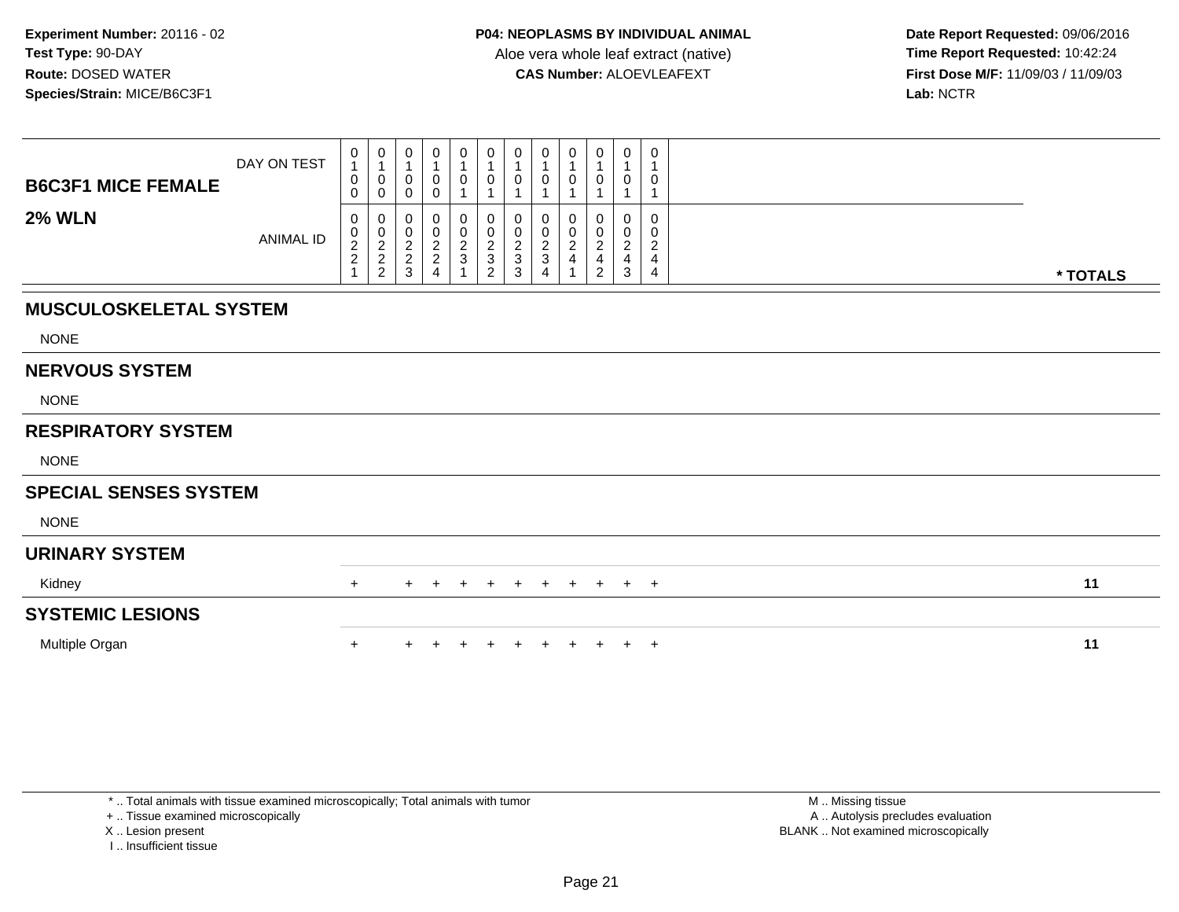**Experiment Number:** 20116 - 02
**Test Type:** 90-DAY
**Route:** DOSED WATER
**Species/Strain:** MICE/B6C3F1

**P04: NEOPLASMS BY INDIVIDUAL ANIMAL**
Aloe vera whole leaf extract (native)
**CAS Number:** ALOEVLEAFEXT

**Date Report Requested:** 09/06/2016
**Time Report Requested:** 10:42:24
**First Dose M/F:** 11/09/03 / 11/09/03
**Lab:** NCTR

| B6C3F1 MICE FEMALE — DAY ON TEST | 0100 | 0100 | 0100 | 0100 | 0101 | 0101 | 0101 | 0101 | 0101 | 0101 | 0101 | 0101 | |
|---|---|---|---|---|---|---|---|---|---|---|---|---|---|
| **2% WLN** — ANIMAL ID | 00221 | 00222 | 00223 | 00224 | 00231 | 00232 | 00233 | 00234 | 00241 | 00242 | 00243 | 00244 | *** TOTALS** |
| **MUSCULOSKELETAL SYSTEM** | | | | | | | | | | | | | |
| NONE | | | | | | | | | | | | | |
| **NERVOUS SYSTEM** | | | | | | | | | | | | | |
| NONE | | | | | | | | | | | | | |
| **RESPIRATORY SYSTEM** | | | | | | | | | | | | | |
| NONE | | | | | | | | | | | | | |
| **SPECIAL SENSES SYSTEM** | | | | | | | | | | | | | |
| NONE | | | | | | | | | | | | | |
| **URINARY SYSTEM** | | | | | | | | | | | | | |
| Kidney | + | | + | + | + | + | + | + | + | + | + | + | **11** |
| **SYSTEMIC LESIONS** | | | | | | | | | | | | | |
| Multiple Organ | + | | + | + | + | + | + | + | + | + | + | + | **11** |

\* .. Total animals with tissue examined microscopically; Total animals with tumor
\+ .. Tissue examined microscopically
X .. Lesion present
I .. Insufficient tissue

M .. Missing tissue
A .. Autolysis precludes evaluation
BLANK .. Not examined microscopically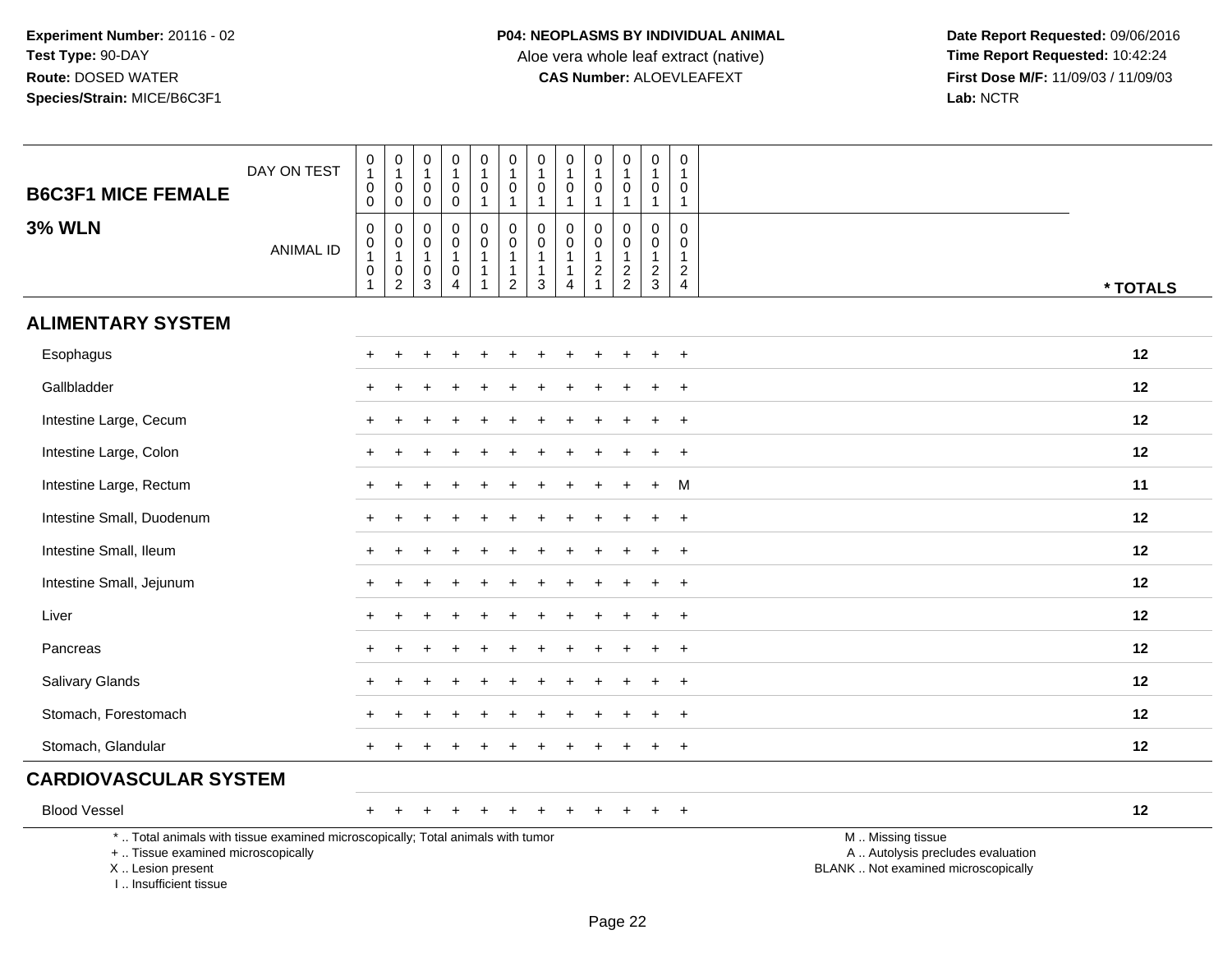**Experiment Number:** 20116 - 02
**Test Type:** 90-DAY
**Route:** DOSED WATER
**Species/Strain:** MICE/B6C3F1

**P04: NEOPLASMS BY INDIVIDUAL ANIMAL**
Aloe vera whole leaf extract (native)
**CAS Number:** ALOEVLEAFEXT

**Date Report Requested:** 09/06/2016
**Time Report Requested:** 10:42:24
**First Dose M/F:** 11/09/03 / 11/09/03
**Lab:** NCTR

## B6C3F1 MICE FEMALE — 3% WLN

| DAY ON TEST | 0100 | 0100 | 0100 | 0100 | 0101 | 0101 | 0101 | 0101 | 0101 | 0101 | 0101 | 0101 | |
|---|---|---|---|---|---|---|---|---|---|---|---|---|---|
| **ANIMAL ID** | 00101 | 00102 | 00103 | 00104 | 00111 | 00112 | 00113 | 00114 | 00121 | 00122 | 00123 | 00124 | *** TOTALS** |
| **ALIMENTARY SYSTEM** | | | | | | | | | | | | | |
| Esophagus | + | + | + | + | + | + | + | + | + | + | + | + | 12 |
| Gallbladder | + | + | + | + | + | + | + | + | + | + | + | + | 12 |
| Intestine Large, Cecum | + | + | + | + | + | + | + | + | + | + | + | + | 12 |
| Intestine Large, Colon | + | + | + | + | + | + | + | + | + | + | + | + | 12 |
| Intestine Large, Rectum | + | + | + | + | + | + | + | + | + | + | + | M | 11 |
| Intestine Small, Duodenum | + | + | + | + | + | + | + | + | + | + | + | + | 12 |
| Intestine Small, Ileum | + | + | + | + | + | + | + | + | + | + | + | + | 12 |
| Intestine Small, Jejunum | + | + | + | + | + | + | + | + | + | + | + | + | 12 |
| Liver | + | + | + | + | + | + | + | + | + | + | + | + | 12 |
| Pancreas | + | + | + | + | + | + | + | + | + | + | + | + | 12 |
| Salivary Glands | + | + | + | + | + | + | + | + | + | + | + | + | 12 |
| Stomach, Forestomach | + | + | + | + | + | + | + | + | + | + | + | + | 12 |
| Stomach, Glandular | + | + | + | + | + | + | + | + | + | + | + | + | 12 |
| **CARDIOVASCULAR SYSTEM** | | | | | | | | | | | | | |
| Blood Vessel | + | + | + | + | + | + | + | + | + | + | + | + | 12 |

\* .. Total animals with tissue examined microscopically; Total animals with tumor
\+ .. Tissue examined microscopically
X .. Lesion present
I .. Insufficient tissue

M .. Missing tissue
A .. Autolysis precludes evaluation
BLANK .. Not examined microscopically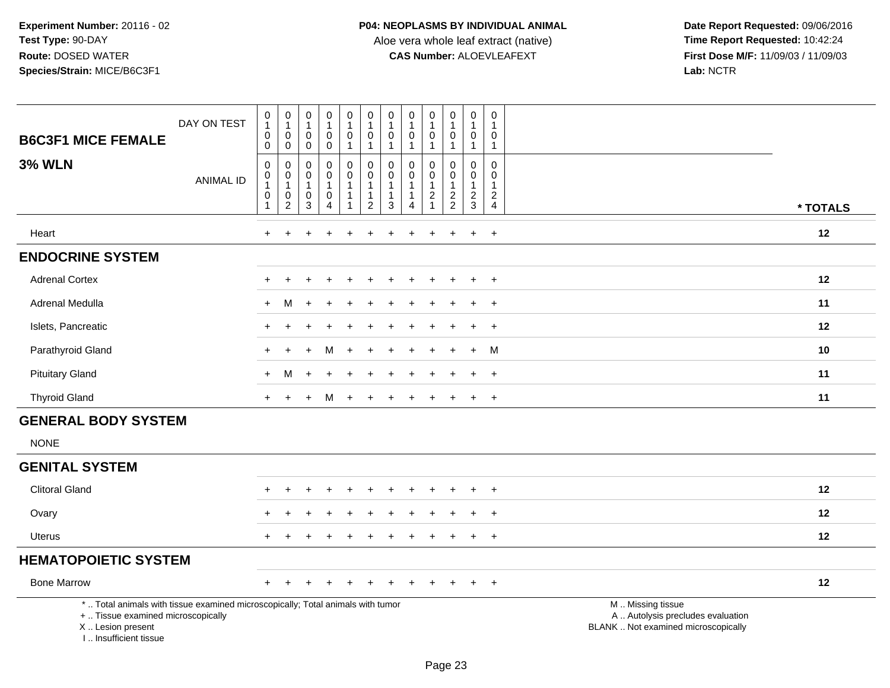**Experiment Number:** 20116 - 02
**Test Type:** 90-DAY
**Route:** DOSED WATER
**Species/Strain:** MICE/B6C3F1

**P04: NEOPLASMS BY INDIVIDUAL ANIMAL**
Aloe vera whole leaf extract (native)
**CAS Number:** ALOEVLEAFEXT

**Date Report Requested:** 09/06/2016
**Time Report Requested:** 10:42:24
**First Dose M/F:** 11/09/03 / 11/09/03
**Lab:** NCTR

## B6C3F1 MICE FEMALE

## 3% WLN

| DAY ON TEST | 0100 | 0100 | 0100 | 0100 | 0101 | 0101 | 0101 | 0101 | 0101 | 0101 | 0101 | 0101 | |
|---|---|---|---|---|---|---|---|---|---|---|---|---|---|
| **ANIMAL ID** | 00101 | 00102 | 00103 | 00104 | 00111 | 00112 | 00113 | 00114 | 00121 | 00122 | 00123 | 00124 | *** TOTALS** |
| Heart | + | + | + | + | + | + | + | + | + | + | + | + | **12** |
| **ENDOCRINE SYSTEM** | | | | | | | | | | | | | |
| Adrenal Cortex | + | + | + | + | + | + | + | + | + | + | + | + | **12** |
| Adrenal Medulla | + | M | + | + | + | + | + | + | + | + | + | + | **11** |
| Islets, Pancreatic | + | + | + | + | + | + | + | + | + | + | + | + | **12** |
| Parathyroid Gland | + | + | + | M | + | + | + | + | + | + | + | M | **10** |
| Pituitary Gland | + | M | + | + | + | + | + | + | + | + | + | + | **11** |
| Thyroid Gland | + | + | + | M | + | + | + | + | + | + | + | + | **11** |
| **GENERAL BODY SYSTEM** | | | | | | | | | | | | | |
| NONE | | | | | | | | | | | | | |
| **GENITAL SYSTEM** | | | | | | | | | | | | | |
| Clitoral Gland | + | + | + | + | + | + | + | + | + | + | + | + | **12** |
| Ovary | + | + | + | + | + | + | + | + | + | + | + | + | **12** |
| Uterus | + | + | + | + | + | + | + | + | + | + | + | + | **12** |
| **HEMATOPOIETIC SYSTEM** | | | | | | | | | | | | | |
| Bone Marrow | + | + | + | + | + | + | + | + | + | + | + | + | **12** |

\* .. Total animals with tissue examined microscopically; Total animals with tumor
\+ .. Tissue examined microscopically
X .. Lesion present
I .. Insufficient tissue

M .. Missing tissue
A .. Autolysis precludes evaluation
BLANK .. Not examined microscopically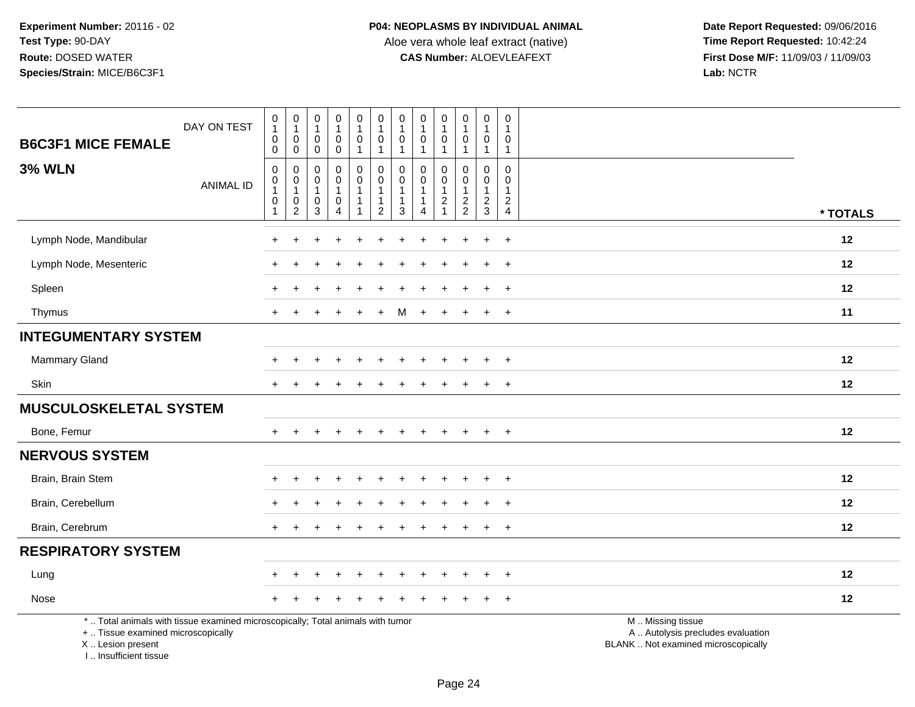Experiment Number: 20116 - 02
Test Type: 90-DAY
Route: DOSED WATER
Species/Strain: MICE/B6C3F1

**P04: NEOPLASMS BY INDIVIDUAL ANIMAL**
Aloe vera whole leaf extract (native)
**CAS Number:** ALOEVLEAFEXT

Date Report Requested: 09/06/2016
Time Report Requested: 10:42:24
First Dose M/F: 11/09/03 / 11/09/03
Lab: NCTR

| B6C3F1 MICE FEMALE — DAY ON TEST | 0100 | 0100 | 0100 | 0100 | 0101 | 0101 | 0101 | 0101 | 0101 | 0101 | 0101 | 0101 | |
|---|---|---|---|---|---|---|---|---|---|---|---|---|---|
| **3% WLN** — ANIMAL ID | 00101 | 00102 | 00103 | 00104 | 00111 | 00112 | 00113 | 00114 | 00121 | 00122 | 00123 | 00124 | * TOTALS |
| Lymph Node, Mandibular | + | + | + | + | + | + | + | + | + | + | + | + | 12 |
| Lymph Node, Mesenteric | + | + | + | + | + | + | + | + | + | + | + | + | 12 |
| Spleen | + | + | + | + | + | + | + | + | + | + | + | + | 12 |
| Thymus | + | + | + | + | + | + | M | + | + | + | + | + | 11 |
| **INTEGUMENTARY SYSTEM** | | | | | | | | | | | | | |
| Mammary Gland | + | + | + | + | + | + | + | + | + | + | + | + | 12 |
| Skin | + | + | + | + | + | + | + | + | + | + | + | + | 12 |
| **MUSCULOSKELETAL SYSTEM** | | | | | | | | | | | | | |
| Bone, Femur | + | + | + | + | + | + | + | + | + | + | + | + | 12 |
| **NERVOUS SYSTEM** | | | | | | | | | | | | | |
| Brain, Brain Stem | + | + | + | + | + | + | + | + | + | + | + | + | 12 |
| Brain, Cerebellum | + | + | + | + | + | + | + | + | + | + | + | + | 12 |
| Brain, Cerebrum | + | + | + | + | + | + | + | + | + | + | + | + | 12 |
| **RESPIRATORY SYSTEM** | | | | | | | | | | | | | |
| Lung | + | + | + | + | + | + | + | + | + | + | + | + | 12 |
| Nose | + | + | + | + | + | + | + | + | + | + | + | + | 12 |

* .. Total animals with tissue examined microscopically; Total animals with tumor
+ .. Tissue examined microscopically
X .. Lesion present
I .. Insufficient tissue

M .. Missing tissue
A .. Autolysis precludes evaluation
BLANK .. Not examined microscopically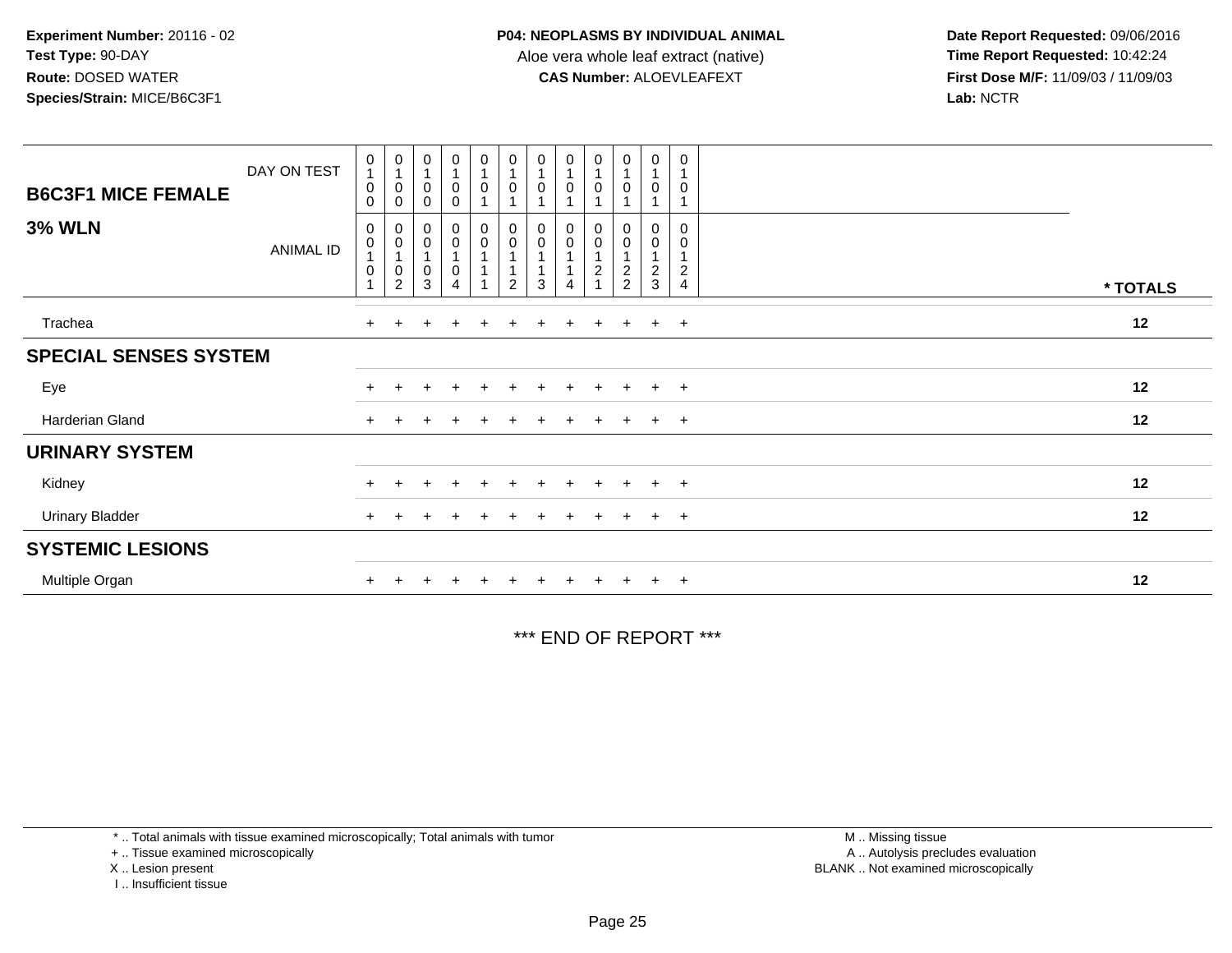**Experiment Number:** 20116 - 02
**Test Type:** 90-DAY
**Route:** DOSED WATER
**Species/Strain:** MICE/B6C3F1

**P04: NEOPLASMS BY INDIVIDUAL ANIMAL**
Aloe vera whole leaf extract (native)
**CAS Number:** ALOEVLEAFEXT

**Date Report Requested:** 09/06/2016
**Time Report Requested:** 10:42:24
**First Dose M/F:** 11/09/03 / 11/09/03
**Lab:** NCTR

| B6C3F1 MICE FEMALE — DAY ON TEST | 0100 | 0100 | 0100 | 0100 | 0101 | 0101 | 0101 | 0101 | 0101 | 0101 | 0101 | 0101 | |
|---|---|---|---|---|---|---|---|---|---|---|---|---|---|
| **3% WLN** — ANIMAL ID | 00101 | 00102 | 00103 | 00104 | 00111 | 00112 | 00113 | 00114 | 00121 | 00122 | 00123 | 00124 | * TOTALS |
| Trachea | + | + | + | + | + | + | + | + | + | + | + | + | 12 |
| **SPECIAL SENSES SYSTEM** | | | | | | | | | | | | | |
| Eye | + | + | + | + | + | + | + | + | + | + | + | + | 12 |
| Harderian Gland | + | + | + | + | + | + | + | + | + | + | + | + | 12 |
| **URINARY SYSTEM** | | | | | | | | | | | | | |
| Kidney | + | + | + | + | + | + | + | + | + | + | + | + | 12 |
| Urinary Bladder | + | + | + | + | + | + | + | + | + | + | + | + | 12 |
| **SYSTEMIC LESIONS** | | | | | | | | | | | | | |
| Multiple Organ | + | + | + | + | + | + | + | + | + | + | + | + | 12 |

*** END OF REPORT ***

* .. Total animals with tissue examined microscopically; Total animals with tumor
+ .. Tissue examined microscopically
X .. Lesion present
I .. Insufficient tissue

M .. Missing tissue
A .. Autolysis precludes evaluation
BLANK .. Not examined microscopically